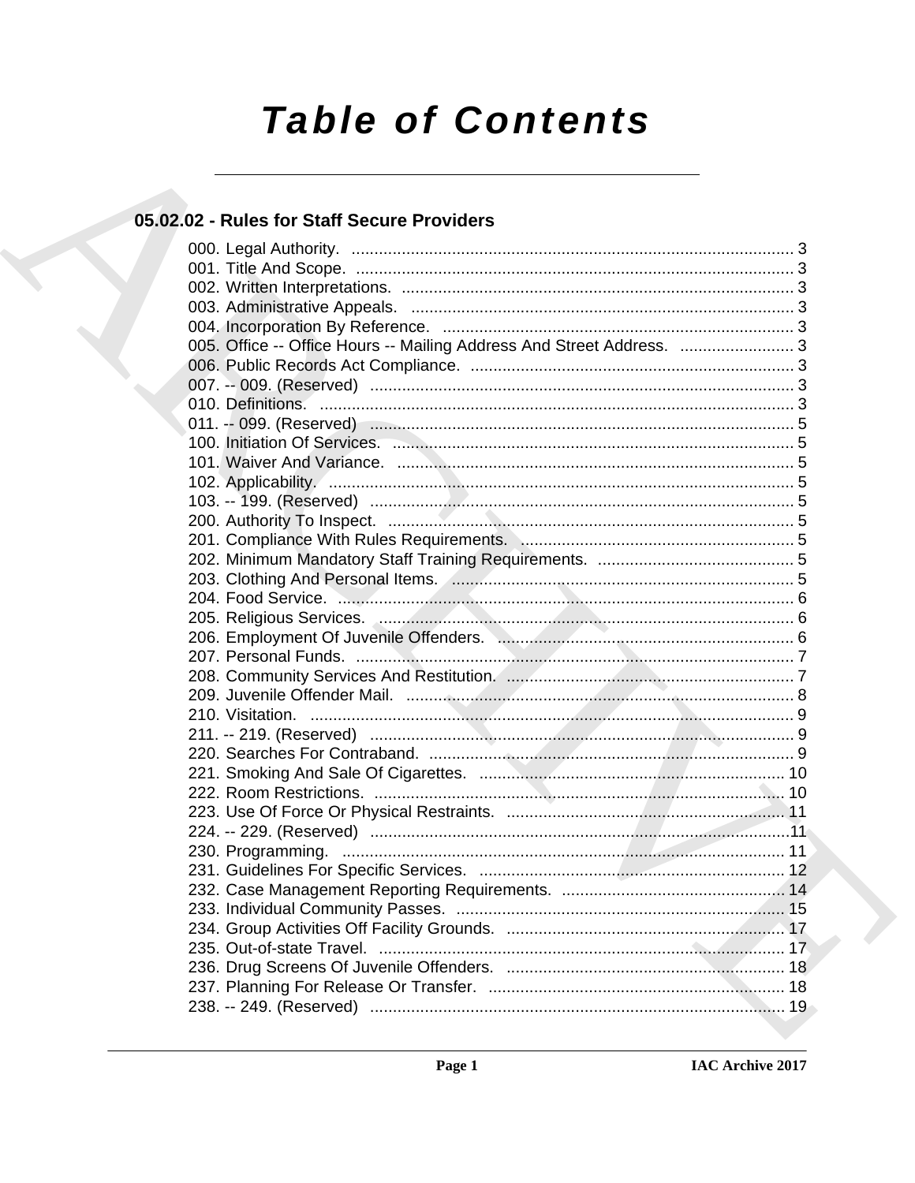# Table of Contents

## 05.02.02 - Rules for Staff Secure Providers

000. Legal Authority. ................................................................................................ 3
001. Title And Scope. ................................................................................................ 3
002. Written Interpretations. ...................................................................................... 3
003. Administrative Appeals. .................................................................................... 3
004. Incorporation By Reference. ............................................................................. 3
005. Office -- Office Hours -- Mailing Address And Street Address. ......................... 3
006. Public Records Act Compliance. ....................................................................... 3
007. -- 009. (Reserved) ............................................................................................ 3
010. Definitions. ........................................................................................................ 3
011. -- 099. (Reserved) ............................................................................................ 5
100. Initiation Of Services. ........................................................................................ 5
101. Waiver And Variance. ....................................................................................... 5
102. Applicability. ...................................................................................................... 5
103. -- 199. (Reserved) ............................................................................................ 5
200. Authority To Inspect. ......................................................................................... 5
201. Compliance With Rules Requirements. ............................................................ 5
202. Minimum Mandatory Staff Training Requirements. ........................................... 5
203. Clothing And Personal Items. ........................................................................... 5
204. Food Service. .................................................................................................... 6
205. Religious Services. ........................................................................................... 6
206. Employment Of Juvenile Offenders. ................................................................. 6
207. Personal Funds. ................................................................................................ 7
208. Community Services And Restitution. ............................................................... 7
209. Juvenile Offender Mail. ..................................................................................... 8
210. Visitation. .......................................................................................................... 9
211. -- 219. (Reserved) ............................................................................................ 9
220. Searches For Contraband. ................................................................................ 9
221. Smoking And Sale Of Cigarettes. .................................................................... 10
222. Room Restrictions. .......................................................................................... 10
223. Use Of Force Or Physical Restraints. .............................................................. 11
224. -- 229. (Reserved) ........................................................................................... 11
230. Programming. .................................................................................................. 11
231. Guidelines For Specific Services. .................................................................... 12
232. Case Management Reporting Requirements. ................................................. 14
233. Individual Community Passes. ......................................................................... 15
234. Group Activities Off Facility Grounds. ............................................................. 17
235. Out-of-state Travel. .......................................................................................... 17
236. Drug Screens Of Juvenile Offenders. .............................................................. 18
237. Planning For Release Or Transfer. .................................................................. 18
238. -- 249. (Reserved) ........................................................................................... 19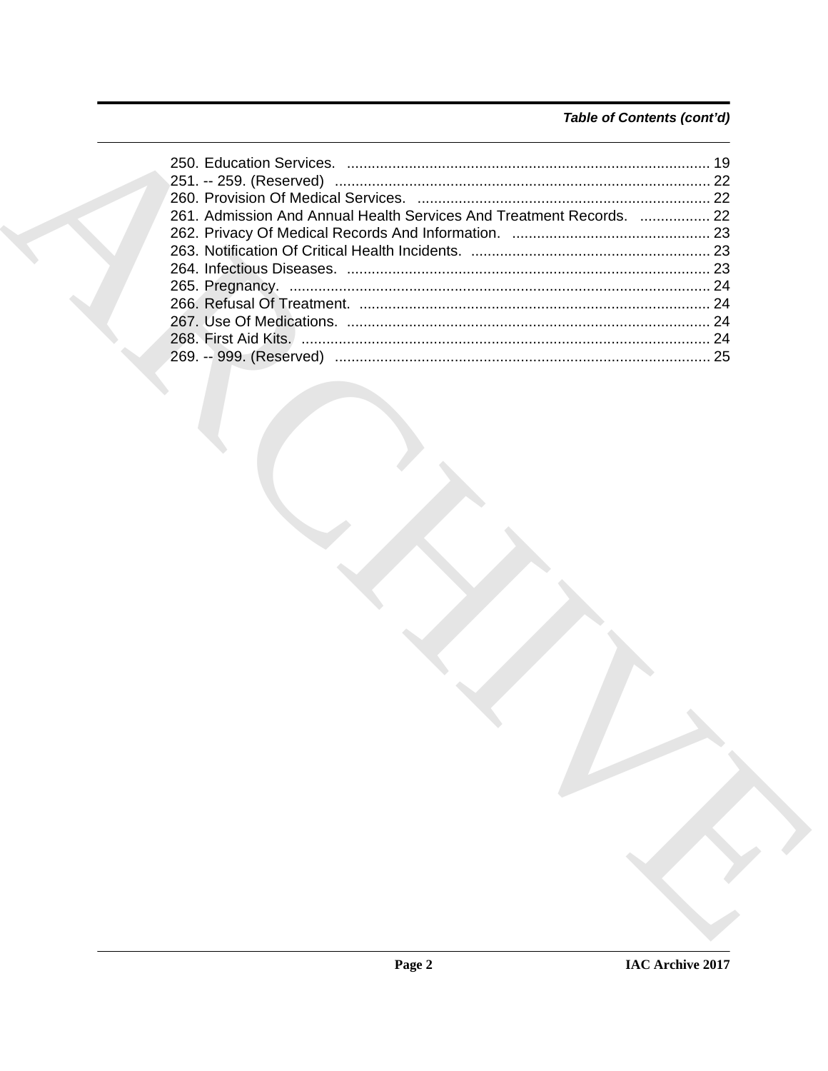*Table of Contents (cont'd)*

250. Education Services. ........................................................................................ 19
251. -- 259. (Reserved) ........................................................................................... 22
260. Provision Of Medical Services. ...................................................................... 22
261. Admission And Annual Health Services And Treatment Records. ................. 22
262. Privacy Of Medical Records And Information. ................................................ 23
263. Notification Of Critical Health Incidents. .......................................................... 23
264. Infectious Diseases. ........................................................................................ 23
265. Pregnancy. ...................................................................................................... 24
266. Refusal Of Treatment. ..................................................................................... 24
267. Use Of Medications. ........................................................................................ 24
268. First Aid Kits. ................................................................................................... 24
269. -- 999. (Reserved) ........................................................................................... 25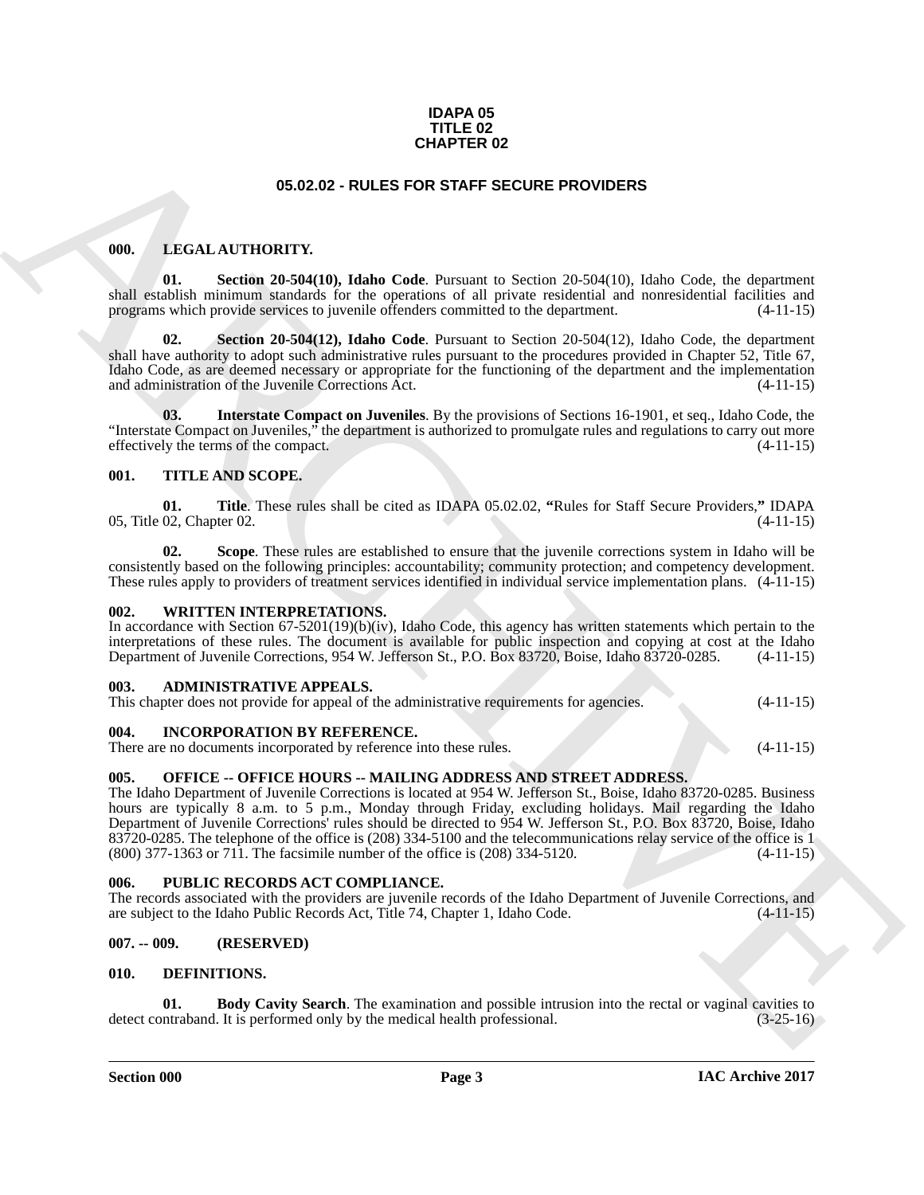**IDAPA 05**
**TITLE 02**
**CHAPTER 02**

# 05.02.02 - RULES FOR STAFF SECURE PROVIDERS

## 000. LEGAL AUTHORITY.

**01. Section 20-504(10), Idaho Code**. Pursuant to Section 20-504(10), Idaho Code, the department shall establish minimum standards for the operations of all private residential and nonresidential facilities and programs which provide services to juvenile offenders committed to the department. (4-11-15)

**02. Section 20-504(12), Idaho Code**. Pursuant to Section 20-504(12), Idaho Code, the department shall have authority to adopt such administrative rules pursuant to the procedures provided in Chapter 52, Title 67, Idaho Code, as are deemed necessary or appropriate for the functioning of the department and the implementation and administration of the Juvenile Corrections Act. (4-11-15)

**03. Interstate Compact on Juveniles**. By the provisions of Sections 16-1901, et seq., Idaho Code, the "Interstate Compact on Juveniles," the department is authorized to promulgate rules and regulations to carry out more effectively the terms of the compact. (4-11-15)

## 001. TITLE AND SCOPE.

**01. Title**. These rules shall be cited as IDAPA 05.02.02, **"**Rules for Staff Secure Providers,**"** IDAPA 05, Title 02, Chapter 02. (4-11-15)

**02. Scope**. These rules are established to ensure that the juvenile corrections system in Idaho will be consistently based on the following principles: accountability; community protection; and competency development. These rules apply to providers of treatment services identified in individual service implementation plans. (4-11-15)

## 002. WRITTEN INTERPRETATIONS.

In accordance with Section 67-5201(19)(b)(iv), Idaho Code, this agency has written statements which pertain to the interpretations of these rules. The document is available for public inspection and copying at cost at the Idaho Department of Juvenile Corrections, 954 W. Jefferson St., P.O. Box 83720, Boise, Idaho 83720-0285. (4-11-15)

## 003. ADMINISTRATIVE APPEALS.

This chapter does not provide for appeal of the administrative requirements for agencies. (4-11-15)

## 004. INCORPORATION BY REFERENCE.

There are no documents incorporated by reference into these rules. (4-11-15)

## 005. OFFICE -- OFFICE HOURS -- MAILING ADDRESS AND STREET ADDRESS.

The Idaho Department of Juvenile Corrections is located at 954 W. Jefferson St., Boise, Idaho 83720-0285. Business hours are typically 8 a.m. to 5 p.m., Monday through Friday, excluding holidays. Mail regarding the Idaho Department of Juvenile Corrections' rules should be directed to 954 W. Jefferson St., P.O. Box 83720, Boise, Idaho 83720-0285. The telephone of the office is (208) 334-5100 and the telecommunications relay service of the office is 1 (800) 377-1363 or 711. The facsimile number of the office is (208) 334-5120. (4-11-15)

## 006. PUBLIC RECORDS ACT COMPLIANCE.

The records associated with the providers are juvenile records of the Idaho Department of Juvenile Corrections, and are subject to the Idaho Public Records Act, Title 74, Chapter 1, Idaho Code. (4-11-15)

## 007. -- 009. (RESERVED)

## 010. DEFINITIONS.

**01. Body Cavity Search**. The examination and possible intrusion into the rectal or vaginal cavities to detect contraband. It is performed only by the medical health professional. (3-25-16)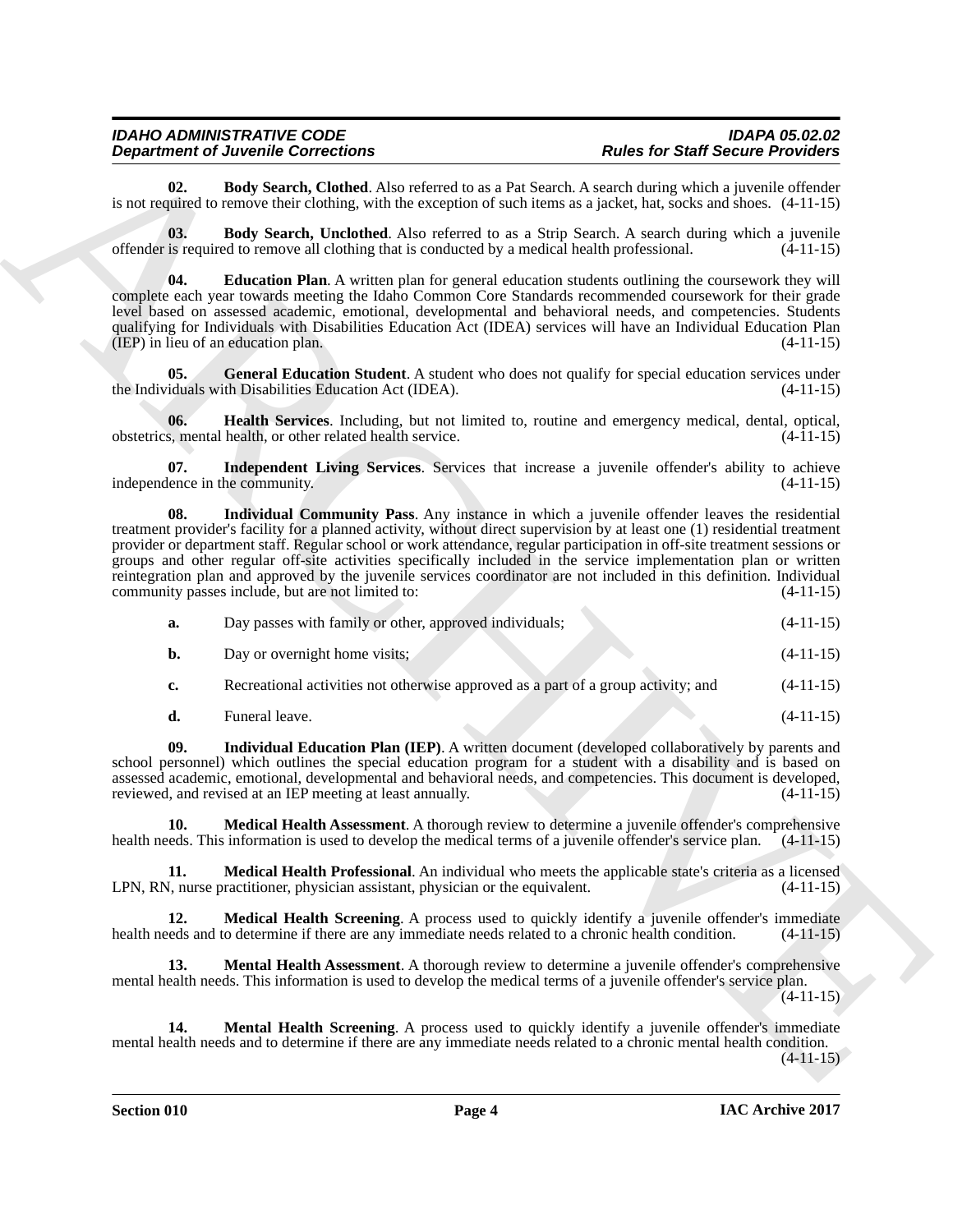**02. Body Search, Clothed**. Also referred to as a Pat Search. A search during which a juvenile offender is not required to remove their clothing, with the exception of such items as a jacket, hat, socks and shoes. (4-11-15)

**03. Body Search, Unclothed**. Also referred to as a Strip Search. A search during which a juvenile offender is required to remove all clothing that is conducted by a medical health professional. (4-11-15)

**04. Education Plan**. A written plan for general education students outlining the coursework they will complete each year towards meeting the Idaho Common Core Standards recommended coursework for their grade level based on assessed academic, emotional, developmental and behavioral needs, and competencies. Students qualifying for Individuals with Disabilities Education Act (IDEA) services will have an Individual Education Plan (IEP) in lieu of an education plan. (4-11-15)

**05. General Education Student**. A student who does not qualify for special education services under the Individuals with Disabilities Education Act (IDEA). (4-11-15)

**06. Health Services**. Including, but not limited to, routine and emergency medical, dental, optical, obstetrics, mental health, or other related health service. (4-11-15)

**07. Independent Living Services**. Services that increase a juvenile offender's ability to achieve independence in the community. (4-11-15)

**08. Individual Community Pass**. Any instance in which a juvenile offender leaves the residential treatment provider's facility for a planned activity, without direct supervision by at least one (1) residential treatment provider or department staff. Regular school or work attendance, regular participation in off-site treatment sessions or groups and other regular off-site activities specifically included in the service implementation plan or written reintegration plan and approved by the juvenile services coordinator are not included in this definition. Individual community passes include, but are not limited to: (4-11-15)

**a.** Day passes with family or other, approved individuals; (4-11-15)

**b.** Day or overnight home visits; (4-11-15)

**c.** Recreational activities not otherwise approved as a part of a group activity; and (4-11-15)

**d.** Funeral leave. (4-11-15)

**09. Individual Education Plan (IEP)**. A written document (developed collaboratively by parents and school personnel) which outlines the special education program for a student with a disability and is based on assessed academic, emotional, developmental and behavioral needs, and competencies. This document is developed, reviewed, and revised at an IEP meeting at least annually. (4-11-15)

**10. Medical Health Assessment**. A thorough review to determine a juvenile offender's comprehensive health needs. This information is used to develop the medical terms of a juvenile offender's service plan. (4-11-15)

**11. Medical Health Professional**. An individual who meets the applicable state's criteria as a licensed LPN, RN, nurse practitioner, physician assistant, physician or the equivalent. (4-11-15)

**12. Medical Health Screening**. A process used to quickly identify a juvenile offender's immediate health needs and to determine if there are any immediate needs related to a chronic health condition. (4-11-15)

**13. Mental Health Assessment**. A thorough review to determine a juvenile offender's comprehensive mental health needs. This information is used to develop the medical terms of a juvenile offender's service plan. (4-11-15)

**14. Mental Health Screening**. A process used to quickly identify a juvenile offender's immediate mental health needs and to determine if there are any immediate needs related to a chronic mental health condition. (4-11-15)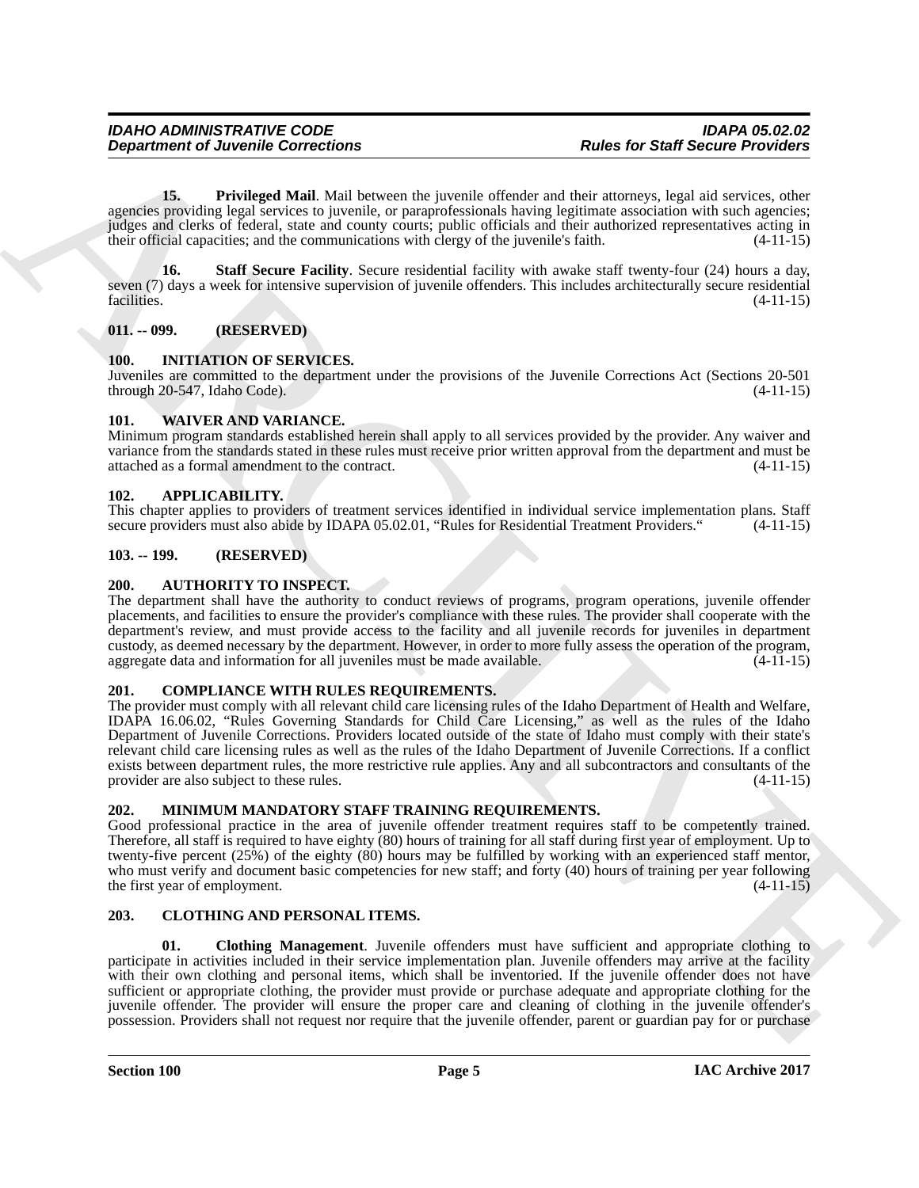**15. Privileged Mail**. Mail between the juvenile offender and their attorneys, legal aid services, other agencies providing legal services to juvenile, or paraprofessionals having legitimate association with such agencies; judges and clerks of federal, state and county courts; public officials and their authorized representatives acting in their official capacities; and the communications with clergy of the juvenile's faith. (4-11-15)

**16. Staff Secure Facility**. Secure residential facility with awake staff twenty-four (24) hours a day, seven (7) days a week for intensive supervision of juvenile offenders. This includes architecturally secure residential facilities. (4-11-15)

## 011. -- 099. (RESERVED)

## 100. INITIATION OF SERVICES.

Juveniles are committed to the department under the provisions of the Juvenile Corrections Act (Sections 20-501 through 20-547, Idaho Code). (4-11-15)

## 101. WAIVER AND VARIANCE.

Minimum program standards established herein shall apply to all services provided by the provider. Any waiver and variance from the standards stated in these rules must receive prior written approval from the department and must be attached as a formal amendment to the contract. (4-11-15)

## 102. APPLICABILITY.

This chapter applies to providers of treatment services identified in individual service implementation plans. Staff secure providers must also abide by IDAPA 05.02.01, "Rules for Residential Treatment Providers." (4-11-15)

## 103. -- 199. (RESERVED)

## 200. AUTHORITY TO INSPECT.

The department shall have the authority to conduct reviews of programs, program operations, juvenile offender placements, and facilities to ensure the provider's compliance with these rules. The provider shall cooperate with the department's review, and must provide access to the facility and all juvenile records for juveniles in department custody, as deemed necessary by the department. However, in order to more fully assess the operation of the program, aggregate data and information for all juveniles must be made available. (4-11-15)

## 201. COMPLIANCE WITH RULES REQUIREMENTS.

The provider must comply with all relevant child care licensing rules of the Idaho Department of Health and Welfare, IDAPA 16.06.02, "Rules Governing Standards for Child Care Licensing," as well as the rules of the Idaho Department of Juvenile Corrections. Providers located outside of the state of Idaho must comply with their state's relevant child care licensing rules as well as the rules of the Idaho Department of Juvenile Corrections. If a conflict exists between department rules, the more restrictive rule applies. Any and all subcontractors and consultants of the provider are also subject to these rules. (4-11-15)

## 202. MINIMUM MANDATORY STAFF TRAINING REQUIREMENTS.

Good professional practice in the area of juvenile offender treatment requires staff to be competently trained. Therefore, all staff is required to have eighty (80) hours of training for all staff during first year of employment. Up to twenty-five percent (25%) of the eighty (80) hours may be fulfilled by working with an experienced staff mentor, who must verify and document basic competencies for new staff; and forty (40) hours of training per year following the first year of employment. (4-11-15)

## 203. CLOTHING AND PERSONAL ITEMS.

**01. Clothing Management**. Juvenile offenders must have sufficient and appropriate clothing to participate in activities included in their service implementation plan. Juvenile offenders may arrive at the facility with their own clothing and personal items, which shall be inventoried. If the juvenile offender does not have sufficient or appropriate clothing, the provider must provide or purchase adequate and appropriate clothing for the juvenile offender. The provider will ensure the proper care and cleaning of clothing in the juvenile offender's possession. Providers shall not request nor require that the juvenile offender, parent or guardian pay for or purchase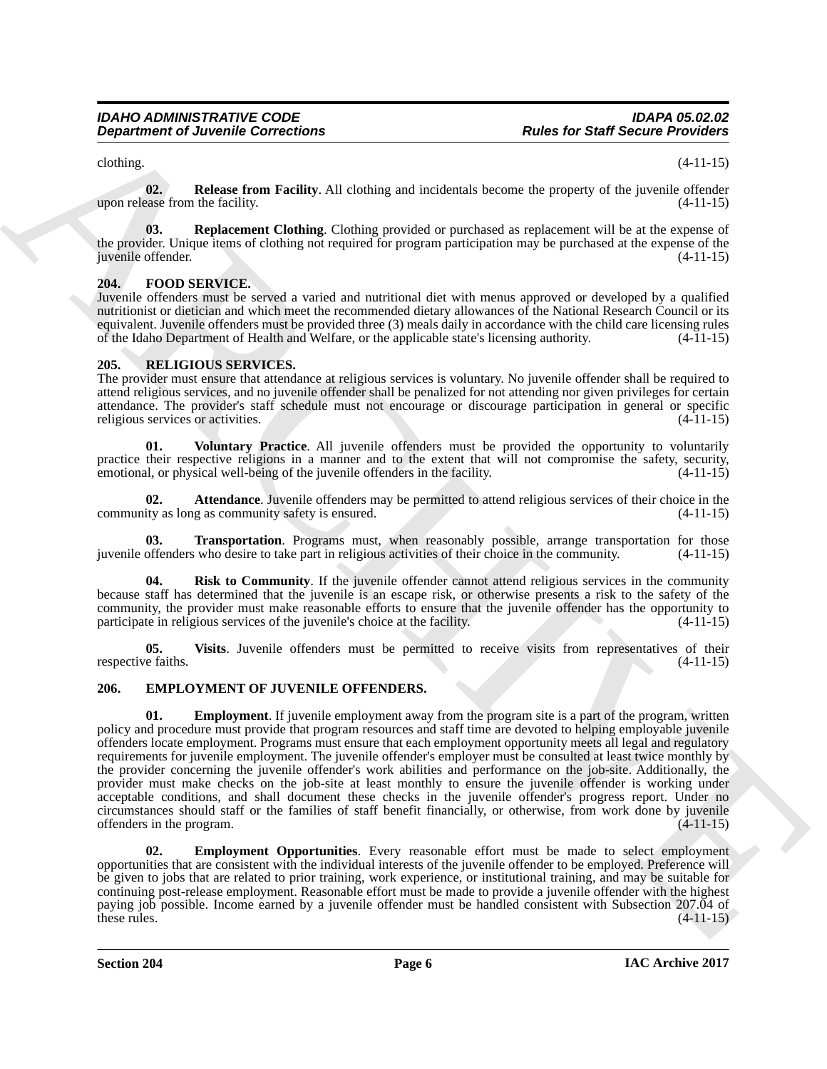clothing. (4-11-15)

**02. Release from Facility**. All clothing and incidentals become the property of the juvenile offender upon release from the facility. (4-11-15)

**03. Replacement Clothing**. Clothing provided or purchased as replacement will be at the expense of the provider. Unique items of clothing not required for program participation may be purchased at the expense of the juvenile offender. (4-11-15)

## 204. FOOD SERVICE.

Juvenile offenders must be served a varied and nutritional diet with menus approved or developed by a qualified nutritionist or dietician and which meet the recommended dietary allowances of the National Research Council or its equivalent. Juvenile offenders must be provided three (3) meals daily in accordance with the child care licensing rules of the Idaho Department of Health and Welfare, or the applicable state's licensing authority. (4-11-15)

## 205. RELIGIOUS SERVICES.

The provider must ensure that attendance at religious services is voluntary. No juvenile offender shall be required to attend religious services, and no juvenile offender shall be penalized for not attending nor given privileges for certain attendance. The provider's staff schedule must not encourage or discourage participation in general or specific religious services or activities. (4-11-15)

**01. Voluntary Practice**. All juvenile offenders must be provided the opportunity to voluntarily practice their respective religions in a manner and to the extent that will not compromise the safety, security, emotional, or physical well-being of the juvenile offenders in the facility. (4-11-15)

**02. Attendance**. Juvenile offenders may be permitted to attend religious services of their choice in the community as long as community safety is ensured. (4-11-15)

**03. Transportation**. Programs must, when reasonably possible, arrange transportation for those juvenile offenders who desire to take part in religious activities of their choice in the community. (4-11-15)

**04. Risk to Community**. If the juvenile offender cannot attend religious services in the community because staff has determined that the juvenile is an escape risk, or otherwise presents a risk to the safety of the community, the provider must make reasonable efforts to ensure that the juvenile offender has the opportunity to participate in religious services of the juvenile's choice at the facility. (4-11-15)

**05. Visits**. Juvenile offenders must be permitted to receive visits from representatives of their respective faiths. (4-11-15)

## 206. EMPLOYMENT OF JUVENILE OFFENDERS.

**01. Employment**. If juvenile employment away from the program site is a part of the program, written policy and procedure must provide that program resources and staff time are devoted to helping employable juvenile offenders locate employment. Programs must ensure that each employment opportunity meets all legal and regulatory requirements for juvenile employment. The juvenile offender's employer must be consulted at least twice monthly by the provider concerning the juvenile offender's work abilities and performance on the job-site. Additionally, the provider must make checks on the job-site at least monthly to ensure the juvenile offender is working under acceptable conditions, and shall document these checks in the juvenile offender's progress report. Under no circumstances should staff or the families of staff benefit financially, or otherwise, from work done by juvenile offenders in the program. (4-11-15)

**02. Employment Opportunities**. Every reasonable effort must be made to select employment opportunities that are consistent with the individual interests of the juvenile offender to be employed. Preference will be given to jobs that are related to prior training, work experience, or institutional training, and may be suitable for continuing post-release employment. Reasonable effort must be made to provide a juvenile offender with the highest paying job possible. Income earned by a juvenile offender must be handled consistent with Subsection 207.04 of these rules. (4-11-15)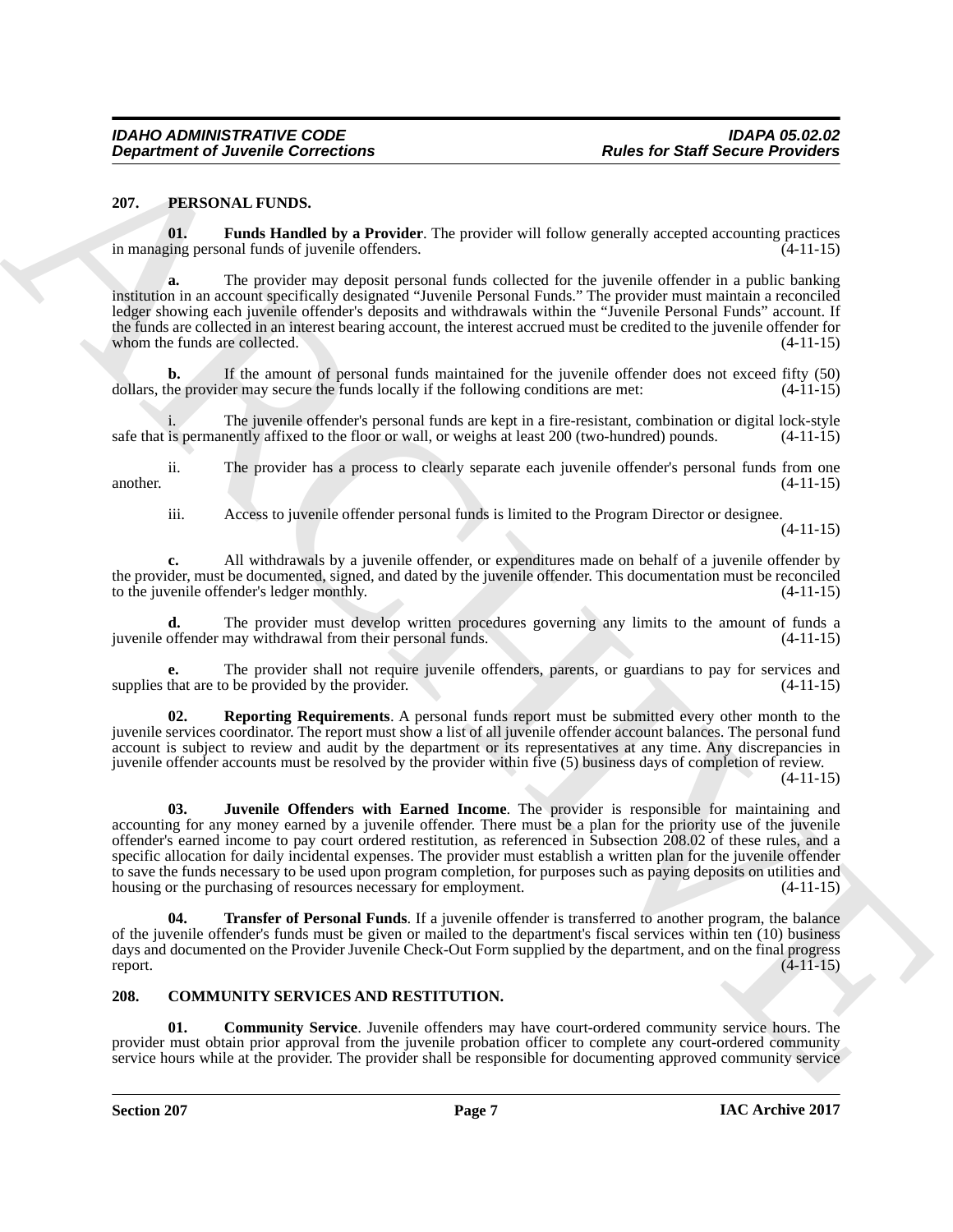## 207. PERSONAL FUNDS.

**01. Funds Handled by a Provider**. The provider will follow generally accepted accounting practices in managing personal funds of juvenile offenders. (4-11-15)

**a.** The provider may deposit personal funds collected for the juvenile offender in a public banking institution in an account specifically designated "Juvenile Personal Funds." The provider must maintain a reconciled ledger showing each juvenile offender's deposits and withdrawals within the "Juvenile Personal Funds" account. If the funds are collected in an interest bearing account, the interest accrued must be credited to the juvenile offender for whom the funds are collected. (4-11-15)

**b.** If the amount of personal funds maintained for the juvenile offender does not exceed fifty (50) dollars, the provider may secure the funds locally if the following conditions are met: (4-11-15)

i. The juvenile offender's personal funds are kept in a fire-resistant, combination or digital lock-style safe that is permanently affixed to the floor or wall, or weighs at least 200 (two-hundred) pounds. (4-11-15)

ii. The provider has a process to clearly separate each juvenile offender's personal funds from one another. (4-11-15)

iii. Access to juvenile offender personal funds is limited to the Program Director or designee. (4-11-15)

**c.** All withdrawals by a juvenile offender, or expenditures made on behalf of a juvenile offender by the provider, must be documented, signed, and dated by the juvenile offender. This documentation must be reconciled to the juvenile offender's ledger monthly. (4-11-15)

**d.** The provider must develop written procedures governing any limits to the amount of funds a juvenile offender may withdrawal from their personal funds. (4-11-15)

**e.** The provider shall not require juvenile offenders, parents, or guardians to pay for services and supplies that are to be provided by the provider. (4-11-15)

**02. Reporting Requirements**. A personal funds report must be submitted every other month to the juvenile services coordinator. The report must show a list of all juvenile offender account balances. The personal fund account is subject to review and audit by the department or its representatives at any time. Any discrepancies in juvenile offender accounts must be resolved by the provider within five (5) business days of completion of review. (4-11-15)

**03. Juvenile Offenders with Earned Income**. The provider is responsible for maintaining and accounting for any money earned by a juvenile offender. There must be a plan for the priority use of the juvenile offender's earned income to pay court ordered restitution, as referenced in Subsection 208.02 of these rules, and a specific allocation for daily incidental expenses. The provider must establish a written plan for the juvenile offender to save the funds necessary to be used upon program completion, for purposes such as paying deposits on utilities and housing or the purchasing of resources necessary for employment. (4-11-15)

**04. Transfer of Personal Funds**. If a juvenile offender is transferred to another program, the balance of the juvenile offender's funds must be given or mailed to the department's fiscal services within ten (10) business days and documented on the Provider Juvenile Check-Out Form supplied by the department, and on the final progress report. (4-11-15)

## 208. COMMUNITY SERVICES AND RESTITUTION.

**01. Community Service**. Juvenile offenders may have court-ordered community service hours. The provider must obtain prior approval from the juvenile probation officer to complete any court-ordered community service hours while at the provider. The provider shall be responsible for documenting approved community service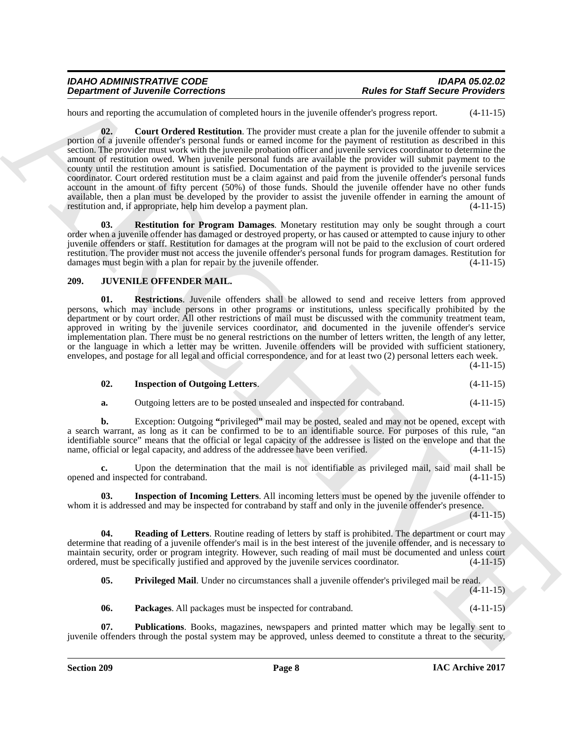hours and reporting the accumulation of completed hours in the juvenile offender's progress report. (4-11-15)

**02. Court Ordered Restitution**. The provider must create a plan for the juvenile offender to submit a portion of a juvenile offender's personal funds or earned income for the payment of restitution as described in this section. The provider must work with the juvenile probation officer and juvenile services coordinator to determine the amount of restitution owed. When juvenile personal funds are available the provider will submit payment to the county until the restitution amount is satisfied. Documentation of the payment is provided to the juvenile services coordinator. Court ordered restitution must be a claim against and paid from the juvenile offender's personal funds account in the amount of fifty percent (50%) of those funds. Should the juvenile offender have no other funds available, then a plan must be developed by the provider to assist the juvenile offender in earning the amount of restitution and, if appropriate, help him develop a payment plan. (4-11-15)

**03. Restitution for Program Damages**. Monetary restitution may only be sought through a court order when a juvenile offender has damaged or destroyed property, or has caused or attempted to cause injury to other juvenile offenders or staff. Restitution for damages at the program will not be paid to the exclusion of court ordered restitution. The provider must not access the juvenile offender's personal funds for program damages. Restitution for damages must begin with a plan for repair by the juvenile offender. (4-11-15)

## 209. JUVENILE OFFENDER MAIL.

**01. Restrictions**. Juvenile offenders shall be allowed to send and receive letters from approved persons, which may include persons in other programs or institutions, unless specifically prohibited by the department or by court order. All other restrictions of mail must be discussed with the community treatment team, approved in writing by the juvenile services coordinator, and documented in the juvenile offender's service implementation plan. There must be no general restrictions on the number of letters written, the length of any letter, or the language in which a letter may be written. Juvenile offenders will be provided with sufficient stationery, envelopes, and postage for all legal and official correspondence, and for at least two (2) personal letters each week. (4-11-15)

**02. Inspection of Outgoing Letters**. (4-11-15)

**a.** Outgoing letters are to be posted unsealed and inspected for contraband. (4-11-15)

**b.** Exception: Outgoing **"**privileged**"** mail may be posted, sealed and may not be opened, except with a search warrant, as long as it can be confirmed to be to an identifiable source. For purposes of this rule, "an identifiable source" means that the official or legal capacity of the addressee is listed on the envelope and that the name, official or legal capacity, and address of the addressee have been verified. (4-11-15)

**c.** Upon the determination that the mail is not identifiable as privileged mail, said mail shall be opened and inspected for contraband. (4-11-15)

**03. Inspection of Incoming Letters**. All incoming letters must be opened by the juvenile offender to whom it is addressed and may be inspected for contraband by staff and only in the juvenile offender's presence. (4-11-15)

**04. Reading of Letters**. Routine reading of letters by staff is prohibited. The department or court may determine that reading of a juvenile offender's mail is in the best interest of the juvenile offender, and is necessary to maintain security, order or program integrity. However, such reading of mail must be documented and unless court ordered, must be specifically justified and approved by the juvenile services coordinator. (4-11-15)

**05. Privileged Mail**. Under no circumstances shall a juvenile offender's privileged mail be read. (4-11-15)

**06. Packages**. All packages must be inspected for contraband. (4-11-15)

**07. Publications**. Books, magazines, newspapers and printed matter which may be legally sent to juvenile offenders through the postal system may be approved, unless deemed to constitute a threat to the security,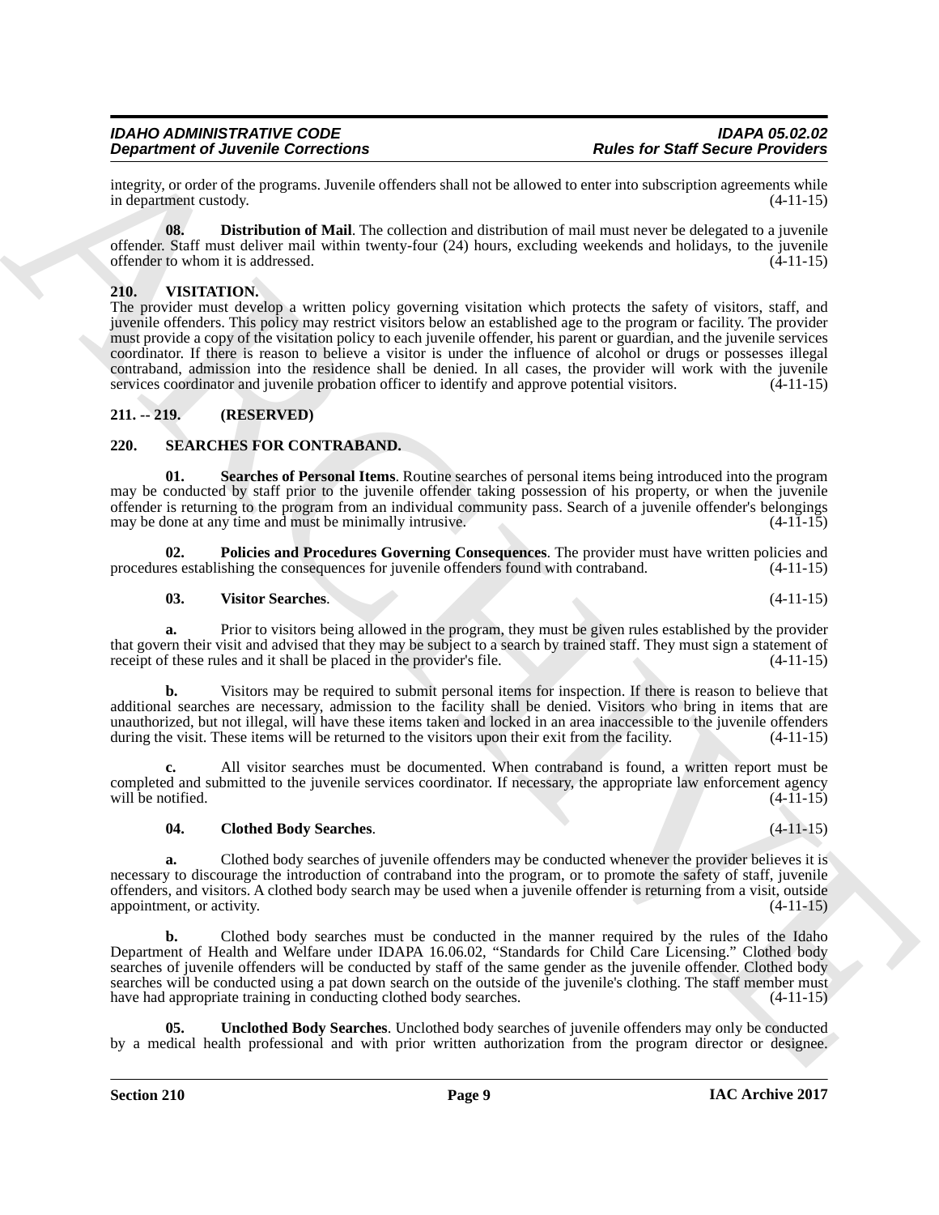integrity, or order of the programs. Juvenile offenders shall not be allowed to enter into subscription agreements while in department custody. (4-11-15)

**08. Distribution of Mail**. The collection and distribution of mail must never be delegated to a juvenile offender. Staff must deliver mail within twenty-four (24) hours, excluding weekends and holidays, to the juvenile offender to whom it is addressed. (4-11-15)

## 210. VISITATION.

The provider must develop a written policy governing visitation which protects the safety of visitors, staff, and juvenile offenders. This policy may restrict visitors below an established age to the program or facility. The provider must provide a copy of the visitation policy to each juvenile offender, his parent or guardian, and the juvenile services coordinator. If there is reason to believe a visitor is under the influence of alcohol or drugs or possesses illegal contraband, admission into the residence shall be denied. In all cases, the provider will work with the juvenile services coordinator and juvenile probation officer to identify and approve potential visitors. (4-11-15)

## 211. -- 219. (RESERVED)

## 220. SEARCHES FOR CONTRABAND.

**01. Searches of Personal Items**. Routine searches of personal items being introduced into the program may be conducted by staff prior to the juvenile offender taking possession of his property, or when the juvenile offender is returning to the program from an individual community pass. Search of a juvenile offender's belongings may be done at any time and must be minimally intrusive. (4-11-15)

**02. Policies and Procedures Governing Consequences**. The provider must have written policies and procedures establishing the consequences for juvenile offenders found with contraband. (4-11-15)

**03. Visitor Searches**. (4-11-15)

**a.** Prior to visitors being allowed in the program, they must be given rules established by the provider that govern their visit and advised that they may be subject to a search by trained staff. They must sign a statement of receipt of these rules and it shall be placed in the provider's file. (4-11-15)

**b.** Visitors may be required to submit personal items for inspection. If there is reason to believe that additional searches are necessary, admission to the facility shall be denied. Visitors who bring in items that are unauthorized, but not illegal, will have these items taken and locked in an area inaccessible to the juvenile offenders during the visit. These items will be returned to the visitors upon their exit from the facility. (4-11-15)

**c.** All visitor searches must be documented. When contraband is found, a written report must be completed and submitted to the juvenile services coordinator. If necessary, the appropriate law enforcement agency will be notified. (4-11-15)

**04. Clothed Body Searches**. (4-11-15)

**a.** Clothed body searches of juvenile offenders may be conducted whenever the provider believes it is necessary to discourage the introduction of contraband into the program, or to promote the safety of staff, juvenile offenders, and visitors. A clothed body search may be used when a juvenile offender is returning from a visit, outside appointment, or activity. (4-11-15)

**b.** Clothed body searches must be conducted in the manner required by the rules of the Idaho Department of Health and Welfare under IDAPA 16.06.02, "Standards for Child Care Licensing." Clothed body searches of juvenile offenders will be conducted by staff of the same gender as the juvenile offender. Clothed body searches will be conducted using a pat down search on the outside of the juvenile's clothing. The staff member must have had appropriate training in conducting clothed body searches. (4-11-15)

**05. Unclothed Body Searches**. Unclothed body searches of juvenile offenders may only be conducted by a medical health professional and with prior written authorization from the program director or designee.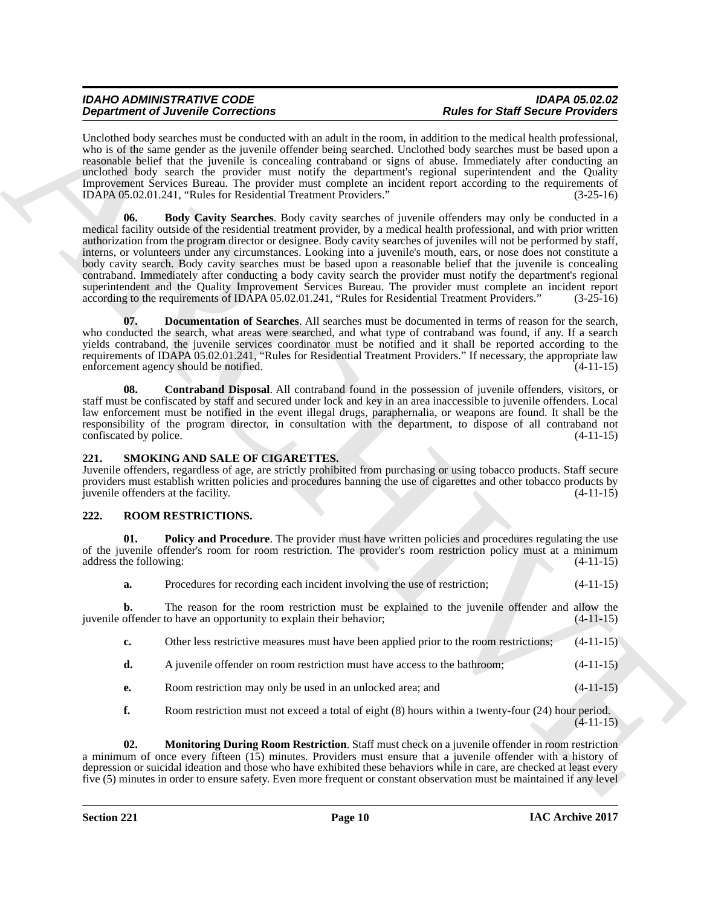Unclothed body searches must be conducted with an adult in the room, in addition to the medical health professional, who is of the same gender as the juvenile offender being searched. Unclothed body searches must be based upon a reasonable belief that the juvenile is concealing contraband or signs of abuse. Immediately after conducting an unclothed body search the provider must notify the department's regional superintendent and the Quality Improvement Services Bureau. The provider must complete an incident report according to the requirements of IDAPA 05.02.01.241, "Rules for Residential Treatment Providers." (3-25-16)

**06. Body Cavity Searches**. Body cavity searches of juvenile offenders may only be conducted in a medical facility outside of the residential treatment provider, by a medical health professional, and with prior written authorization from the program director or designee. Body cavity searches of juveniles will not be performed by staff, interns, or volunteers under any circumstances. Looking into a juvenile's mouth, ears, or nose does not constitute a body cavity search. Body cavity searches must be based upon a reasonable belief that the juvenile is concealing contraband. Immediately after conducting a body cavity search the provider must notify the department's regional superintendent and the Quality Improvement Services Bureau. The provider must complete an incident report according to the requirements of IDAPA 05.02.01.241, "Rules for Residential Treatment Providers." (3-25-16)

**07. Documentation of Searches**. All searches must be documented in terms of reason for the search, who conducted the search, what areas were searched, and what type of contraband was found, if any. If a search yields contraband, the juvenile services coordinator must be notified and it shall be reported according to the requirements of IDAPA 05.02.01.241, "Rules for Residential Treatment Providers." If necessary, the appropriate law enforcement agency should be notified. (4-11-15)

**08. Contraband Disposal**. All contraband found in the possession of juvenile offenders, visitors, or staff must be confiscated by staff and secured under lock and key in an area inaccessible to juvenile offenders. Local law enforcement must be notified in the event illegal drugs, paraphernalia, or weapons are found. It shall be the responsibility of the program director, in consultation with the department, to dispose of all contraband not confiscated by police. (4-11-15)

## 221. SMOKING AND SALE OF CIGARETTES.

Juvenile offenders, regardless of age, are strictly prohibited from purchasing or using tobacco products. Staff secure providers must establish written policies and procedures banning the use of cigarettes and other tobacco products by juvenile offenders at the facility. (4-11-15)

## 222. ROOM RESTRICTIONS.

**01. Policy and Procedure**. The provider must have written policies and procedures regulating the use of the juvenile offender's room for room restriction. The provider's room restriction policy must at a minimum address the following: (4-11-15)

**a.** Procedures for recording each incident involving the use of restriction; (4-11-15)

**b.** The reason for the room restriction must be explained to the juvenile offender and allow the juvenile offender to have an opportunity to explain their behavior; (4-11-15)

**c.** Other less restrictive measures must have been applied prior to the room restrictions; (4-11-15)

**d.** A juvenile offender on room restriction must have access to the bathroom; (4-11-15)

**e.** Room restriction may only be used in an unlocked area; and (4-11-15)

**f.** Room restriction must not exceed a total of eight (8) hours within a twenty-four (24) hour period. (4-11-15)

**02. Monitoring During Room Restriction**. Staff must check on a juvenile offender in room restriction a minimum of once every fifteen (15) minutes. Providers must ensure that a juvenile offender with a history of depression or suicidal ideation and those who have exhibited these behaviors while in care, are checked at least every five (5) minutes in order to ensure safety. Even more frequent or constant observation must be maintained if any level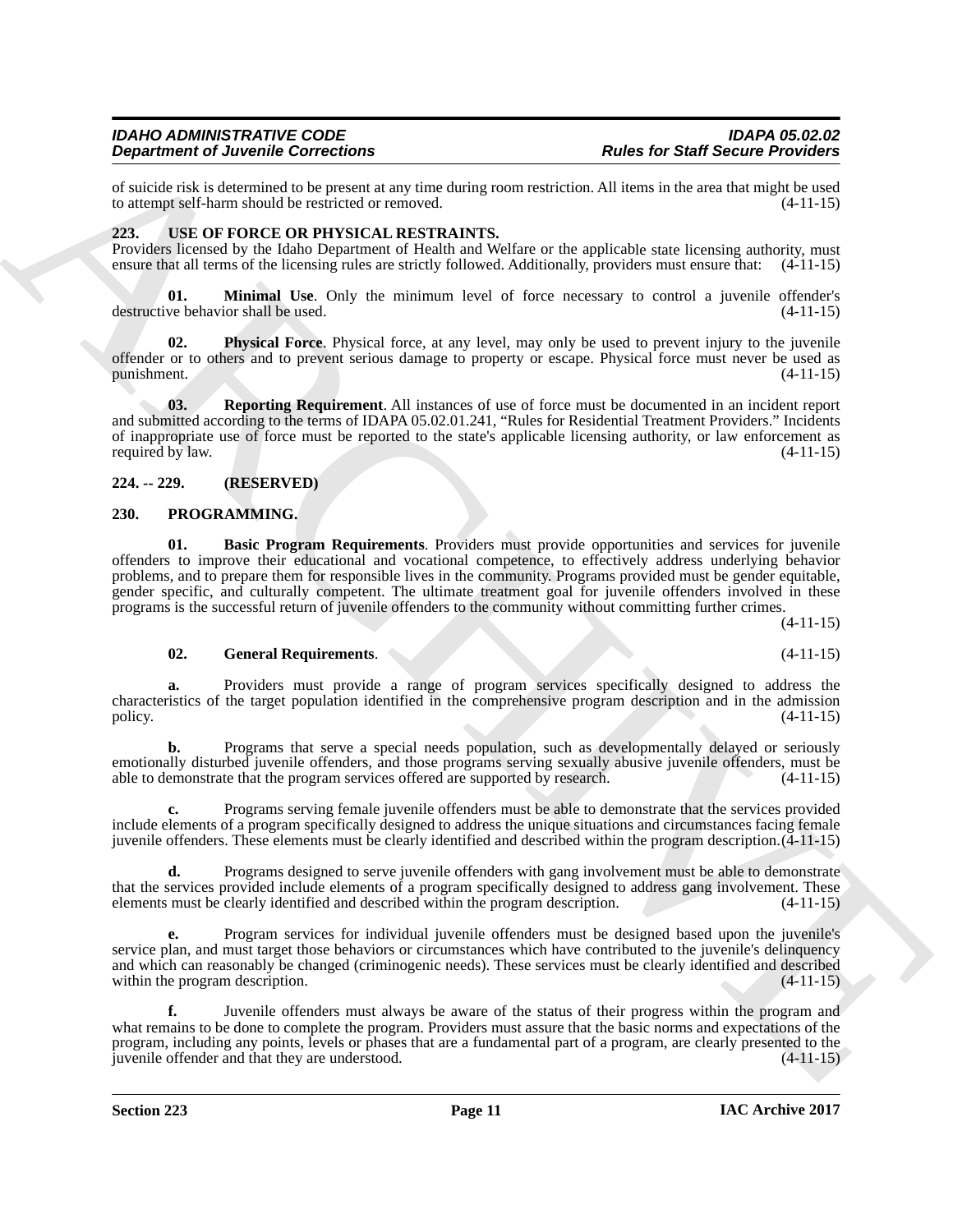of suicide risk is determined to be present at any time during room restriction. All items in the area that might be used to attempt self-harm should be restricted or removed. (4-11-15)

## 223. USE OF FORCE OR PHYSICAL RESTRAINTS.

Providers licensed by the Idaho Department of Health and Welfare or the applicable state licensing authority, must ensure that all terms of the licensing rules are strictly followed. Additionally, providers must ensure that: (4-11-15)

**01. Minimal Use**. Only the minimum level of force necessary to control a juvenile offender's destructive behavior shall be used. (4-11-15)

**02. Physical Force**. Physical force, at any level, may only be used to prevent injury to the juvenile offender or to others and to prevent serious damage to property or escape. Physical force must never be used as punishment. (4-11-15)

**03. Reporting Requirement**. All instances of use of force must be documented in an incident report and submitted according to the terms of IDAPA 05.02.01.241, "Rules for Residential Treatment Providers." Incidents of inappropriate use of force must be reported to the state's applicable licensing authority, or law enforcement as required by law. (4-11-15)

## 224. -- 229. (RESERVED)

## 230. PROGRAMMING.

**01. Basic Program Requirements**. Providers must provide opportunities and services for juvenile offenders to improve their educational and vocational competence, to effectively address underlying behavior problems, and to prepare them for responsible lives in the community. Programs provided must be gender equitable, gender specific, and culturally competent. The ultimate treatment goal for juvenile offenders involved in these programs is the successful return of juvenile offenders to the community without committing further crimes. (4-11-15)

**02. General Requirements**. (4-11-15)

**a.** Providers must provide a range of program services specifically designed to address the characteristics of the target population identified in the comprehensive program description and in the admission policy. (4-11-15)

**b.** Programs that serve a special needs population, such as developmentally delayed or seriously emotionally disturbed juvenile offenders, and those programs serving sexually abusive juvenile offenders, must be able to demonstrate that the program services offered are supported by research. (4-11-15)

**c.** Programs serving female juvenile offenders must be able to demonstrate that the services provided include elements of a program specifically designed to address the unique situations and circumstances facing female juvenile offenders. These elements must be clearly identified and described within the program description. (4-11-15)

**d.** Programs designed to serve juvenile offenders with gang involvement must be able to demonstrate that the services provided include elements of a program specifically designed to address gang involvement. These elements must be clearly identified and described within the program description. (4-11-15)

**e.** Program services for individual juvenile offenders must be designed based upon the juvenile's service plan, and must target those behaviors or circumstances which have contributed to the juvenile's delinquency and which can reasonably be changed (criminogenic needs). These services must be clearly identified and described within the program description. (4-11-15)

**f.** Juvenile offenders must always be aware of the status of their progress within the program and what remains to be done to complete the program. Providers must assure that the basic norms and expectations of the program, including any points, levels or phases that are a fundamental part of a program, are clearly presented to the juvenile offender and that they are understood. (4-11-15)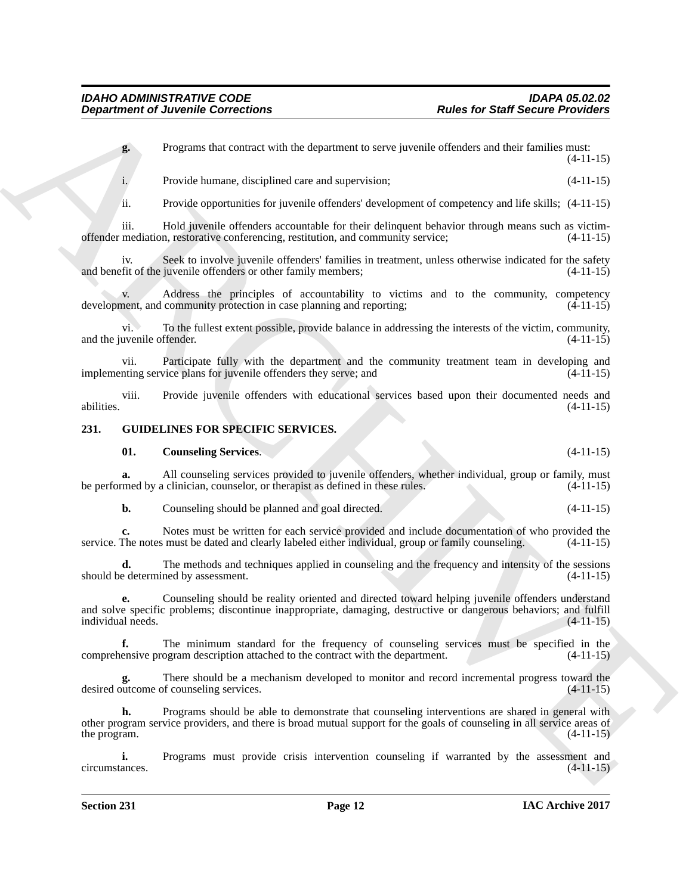**g.** Programs that contract with the department to serve juvenile offenders and their families must: (4-11-15)

i. Provide humane, disciplined care and supervision; (4-11-15)

ii. Provide opportunities for juvenile offenders' development of competency and life skills; (4-11-15)

iii. Hold juvenile offenders accountable for their delinquent behavior through means such as victim-offender mediation, restorative conferencing, restitution, and community service; (4-11-15)

iv. Seek to involve juvenile offenders' families in treatment, unless otherwise indicated for the safety and benefit of the juvenile offenders or other family members; (4-11-15)

v. Address the principles of accountability to victims and to the community, competency development, and community protection in case planning and reporting; (4-11-15)

vi. To the fullest extent possible, provide balance in addressing the interests of the victim, community, and the juvenile offender. (4-11-15)

vii. Participate fully with the department and the community treatment team in developing and implementing service plans for juvenile offenders they serve; and (4-11-15)

viii. Provide juvenile offenders with educational services based upon their documented needs and abilities. (4-11-15)

## 231. GUIDELINES FOR SPECIFIC SERVICES.

**01. Counseling Services**. (4-11-15)

**a.** All counseling services provided to juvenile offenders, whether individual, group or family, must be performed by a clinician, counselor, or therapist as defined in these rules. (4-11-15)

**b.** Counseling should be planned and goal directed. (4-11-15)

**c.** Notes must be written for each service provided and include documentation of who provided the service. The notes must be dated and clearly labeled either individual, group or family counseling. (4-11-15)

**d.** The methods and techniques applied in counseling and the frequency and intensity of the sessions should be determined by assessment. (4-11-15)

**e.** Counseling should be reality oriented and directed toward helping juvenile offenders understand and solve specific problems; discontinue inappropriate, damaging, destructive or dangerous behaviors; and fulfill individual needs. (4-11-15)

**f.** The minimum standard for the frequency of counseling services must be specified in the comprehensive program description attached to the contract with the department. (4-11-15)

**g.** There should be a mechanism developed to monitor and record incremental progress toward the desired outcome of counseling services. (4-11-15)

**h.** Programs should be able to demonstrate that counseling interventions are shared in general with other program service providers, and there is broad mutual support for the goals of counseling in all service areas of the program. (4-11-15)

**i.** Programs must provide crisis intervention counseling if warranted by the assessment and circumstances. (4-11-15)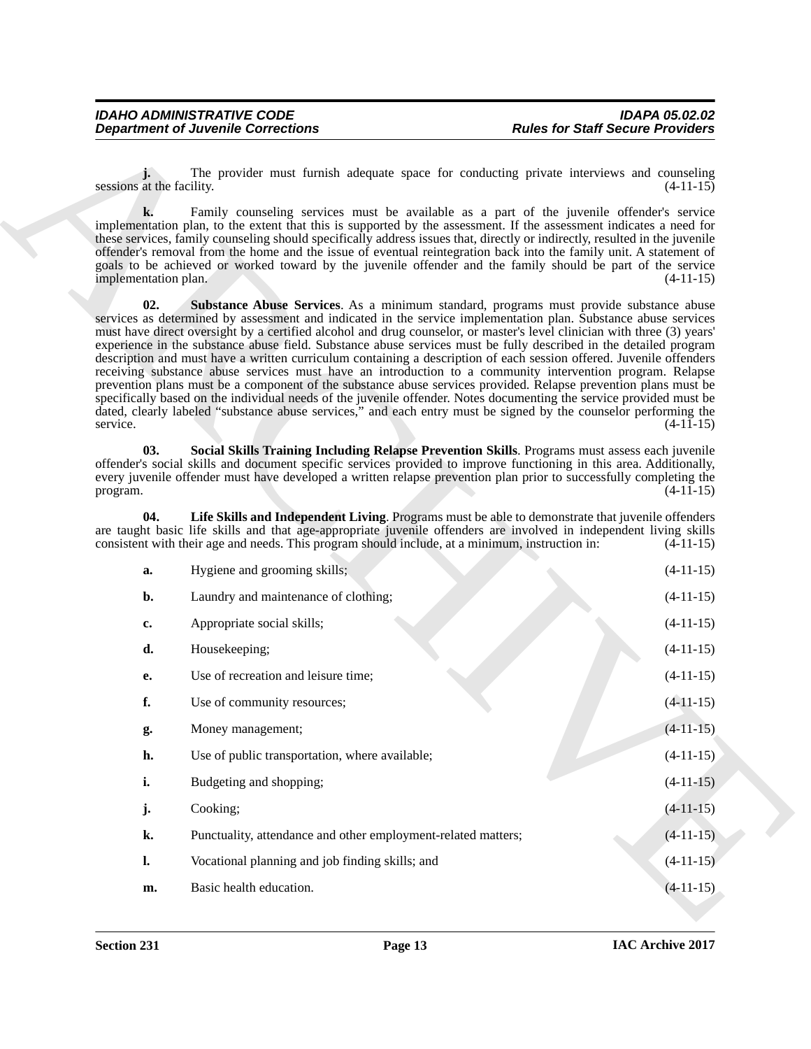**j.** The provider must furnish adequate space for conducting private interviews and counseling sessions at the facility. (4-11-15)

**k.** Family counseling services must be available as a part of the juvenile offender's service implementation plan, to the extent that this is supported by the assessment. If the assessment indicates a need for these services, family counseling should specifically address issues that, directly or indirectly, resulted in the juvenile offender's removal from the home and the issue of eventual reintegration back into the family unit. A statement of goals to be achieved or worked toward by the juvenile offender and the family should be part of the service implementation plan. (4-11-15)

**02. Substance Abuse Services**. As a minimum standard, programs must provide substance abuse services as determined by assessment and indicated in the service implementation plan. Substance abuse services must have direct oversight by a certified alcohol and drug counselor, or master's level clinician with three (3) years' experience in the substance abuse field. Substance abuse services must be fully described in the detailed program description and must have a written curriculum containing a description of each session offered. Juvenile offenders receiving substance abuse services must have an introduction to a community intervention program. Relapse prevention plans must be a component of the substance abuse services provided. Relapse prevention plans must be specifically based on the individual needs of the juvenile offender. Notes documenting the service provided must be dated, clearly labeled "substance abuse services," and each entry must be signed by the counselor performing the service. (4-11-15)

**03. Social Skills Training Including Relapse Prevention Skills**. Programs must assess each juvenile offender's social skills and document specific services provided to improve functioning in this area. Additionally, every juvenile offender must have developed a written relapse prevention plan prior to successfully completing the program. (4-11-15)

**04. Life Skills and Independent Living**. Programs must be able to demonstrate that juvenile offenders are taught basic life skills and that age-appropriate juvenile offenders are involved in independent living skills consistent with their age and needs. This program should include, at a minimum, instruction in: (4-11-15)

**a.** Hygiene and grooming skills; (4-11-15)

**b.** Laundry and maintenance of clothing; (4-11-15)

**c.** Appropriate social skills; (4-11-15)

**d.** Housekeeping; (4-11-15)

**e.** Use of recreation and leisure time; (4-11-15)

**f.** Use of community resources; (4-11-15)

**g.** Money management; (4-11-15)

**h.** Use of public transportation, where available; (4-11-15)

**i.** Budgeting and shopping; (4-11-15)

**j.** Cooking; (4-11-15)

**k.** Punctuality, attendance and other employment-related matters; (4-11-15)

**l.** Vocational planning and job finding skills; and (4-11-15)

**m.** Basic health education. (4-11-15)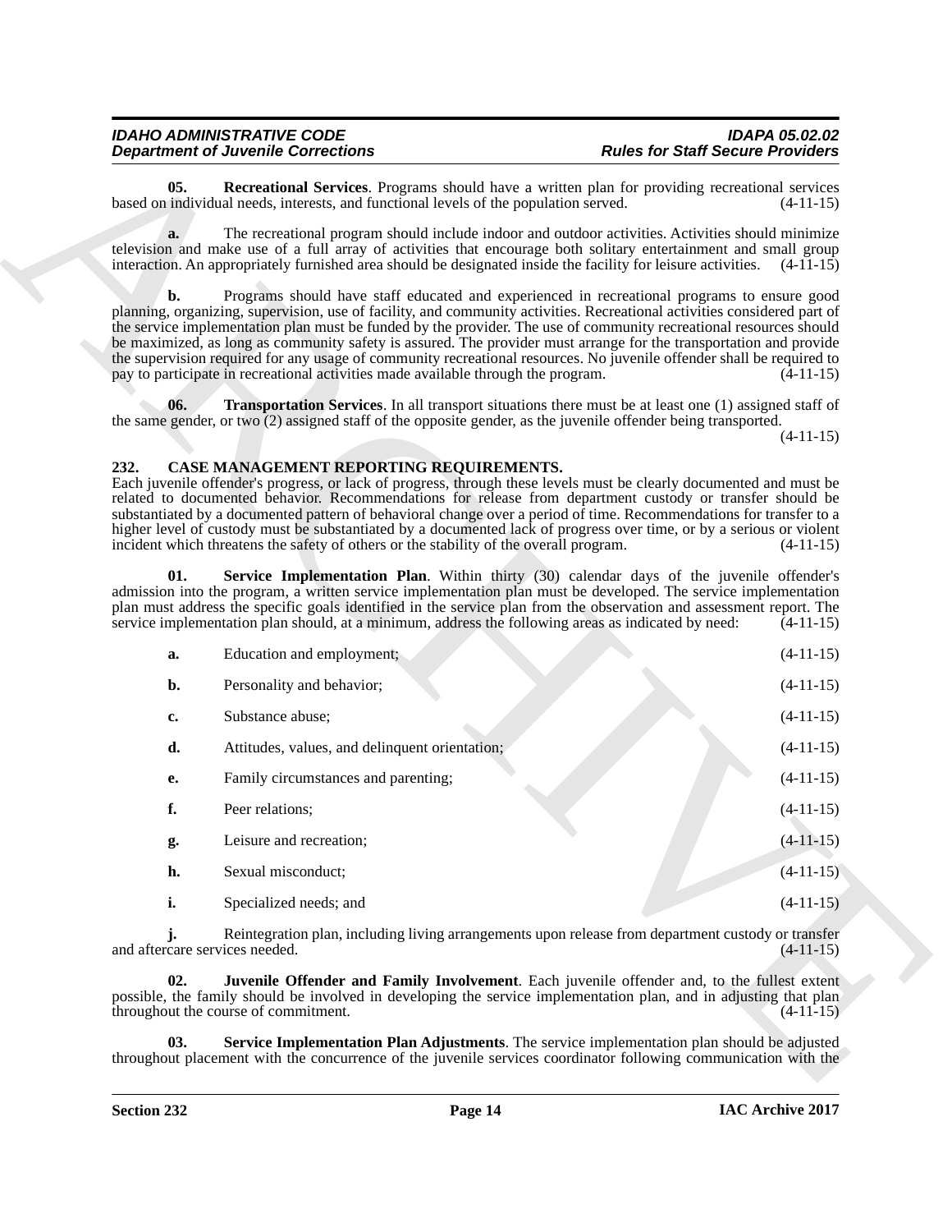**05. Recreational Services**. Programs should have a written plan for providing recreational services based on individual needs, interests, and functional levels of the population served. (4-11-15)

**a.** The recreational program should include indoor and outdoor activities. Activities should minimize television and make use of a full array of activities that encourage both solitary entertainment and small group interaction. An appropriately furnished area should be designated inside the facility for leisure activities. (4-11-15)

**b.** Programs should have staff educated and experienced in recreational programs to ensure good planning, organizing, supervision, use of facility, and community activities. Recreational activities considered part of the service implementation plan must be funded by the provider. The use of community recreational resources should be maximized, as long as community safety is assured. The provider must arrange for the transportation and provide the supervision required for any usage of community recreational resources. No juvenile offender shall be required to pay to participate in recreational activities made available through the program. (4-11-15)

**06. Transportation Services**. In all transport situations there must be at least one (1) assigned staff of the same gender, or two (2) assigned staff of the opposite gender, as the juvenile offender being transported. (4-11-15)

## 232. CASE MANAGEMENT REPORTING REQUIREMENTS.

Each juvenile offender's progress, or lack of progress, through these levels must be clearly documented and must be related to documented behavior. Recommendations for release from department custody or transfer should be substantiated by a documented pattern of behavioral change over a period of time. Recommendations for transfer to a higher level of custody must be substantiated by a documented lack of progress over time, or by a serious or violent incident which threatens the safety of others or the stability of the overall program. (4-11-15)

**01. Service Implementation Plan**. Within thirty (30) calendar days of the juvenile offender's admission into the program, a written service implementation plan must be developed. The service implementation plan must address the specific goals identified in the service plan from the observation and assessment report. The service implementation plan should, at a minimum, address the following areas as indicated by need: (4-11-15)

**a.** Education and employment; (4-11-15)

**b.** Personality and behavior; (4-11-15)

**c.** Substance abuse; (4-11-15)

**d.** Attitudes, values, and delinquent orientation; (4-11-15)

**e.** Family circumstances and parenting; (4-11-15)

**f.** Peer relations; (4-11-15)

**g.** Leisure and recreation; (4-11-15)

**h.** Sexual misconduct; (4-11-15)

**i.** Specialized needs; and (4-11-15)

**j.** Reintegration plan, including living arrangements upon release from department custody or transfer and aftercare services needed. (4-11-15)

**02. Juvenile Offender and Family Involvement**. Each juvenile offender and, to the fullest extent possible, the family should be involved in developing the service implementation plan, and in adjusting that plan throughout the course of commitment. (4-11-15)

**03. Service Implementation Plan Adjustments**. The service implementation plan should be adjusted throughout placement with the concurrence of the juvenile services coordinator following communication with the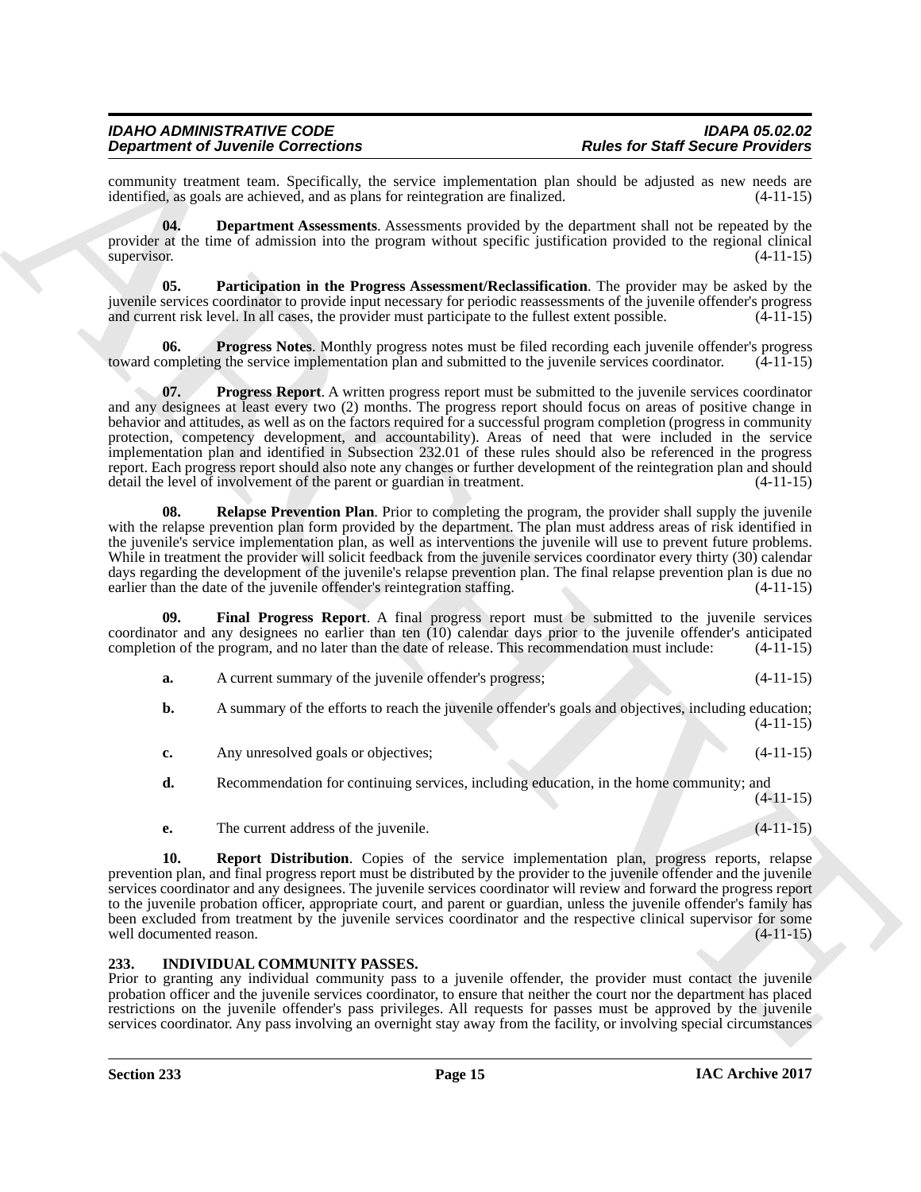community treatment team. Specifically, the service implementation plan should be adjusted as new needs are identified, as goals are achieved, and as plans for reintegration are finalized. (4-11-15)

**04. Department Assessments**. Assessments provided by the department shall not be repeated by the provider at the time of admission into the program without specific justification provided to the regional clinical supervisor. (4-11-15)

**05. Participation in the Progress Assessment/Reclassification**. The provider may be asked by the juvenile services coordinator to provide input necessary for periodic reassessments of the juvenile offender's progress and current risk level. In all cases, the provider must participate to the fullest extent possible. (4-11-15)

**06. Progress Notes**. Monthly progress notes must be filed recording each juvenile offender's progress toward completing the service implementation plan and submitted to the juvenile services coordinator. (4-11-15)

**07. Progress Report**. A written progress report must be submitted to the juvenile services coordinator and any designees at least every two (2) months. The progress report should focus on areas of positive change in behavior and attitudes, as well as on the factors required for a successful program completion (progress in community protection, competency development, and accountability). Areas of need that were included in the service implementation plan and identified in Subsection 232.01 of these rules should also be referenced in the progress report. Each progress report should also note any changes or further development of the reintegration plan and should detail the level of involvement of the parent or guardian in treatment. (4-11-15)

**08. Relapse Prevention Plan**. Prior to completing the program, the provider shall supply the juvenile with the relapse prevention plan form provided by the department. The plan must address areas of risk identified in the juvenile's service implementation plan, as well as interventions the juvenile will use to prevent future problems. While in treatment the provider will solicit feedback from the juvenile services coordinator every thirty (30) calendar days regarding the development of the juvenile's relapse prevention plan. The final relapse prevention plan is due no earlier than the date of the juvenile offender's reintegration staffing. (4-11-15)

**09. Final Progress Report**. A final progress report must be submitted to the juvenile services coordinator and any designees no earlier than ten (10) calendar days prior to the juvenile offender's anticipated completion of the program, and no later than the date of release. This recommendation must include: (4-11-15)

**a.** A current summary of the juvenile offender's progress; (4-11-15)

**b.** A summary of the efforts to reach the juvenile offender's goals and objectives, including education; (4-11-15)

**c.** Any unresolved goals or objectives; (4-11-15)

**d.** Recommendation for continuing services, including education, in the home community; and (4-11-15)

**e.** The current address of the juvenile. (4-11-15)

**10. Report Distribution**. Copies of the service implementation plan, progress reports, relapse prevention plan, and final progress report must be distributed by the provider to the juvenile offender and the juvenile services coordinator and any designees. The juvenile services coordinator will review and forward the progress report to the juvenile probation officer, appropriate court, and parent or guardian, unless the juvenile offender's family has been excluded from treatment by the juvenile services coordinator and the respective clinical supervisor for some well documented reason. (4-11-15)

## 233. INDIVIDUAL COMMUNITY PASSES.

Prior to granting any individual community pass to a juvenile offender, the provider must contact the juvenile probation officer and the juvenile services coordinator, to ensure that neither the court nor the department has placed restrictions on the juvenile offender's pass privileges. All requests for passes must be approved by the juvenile services coordinator. Any pass involving an overnight stay away from the facility, or involving special circumstances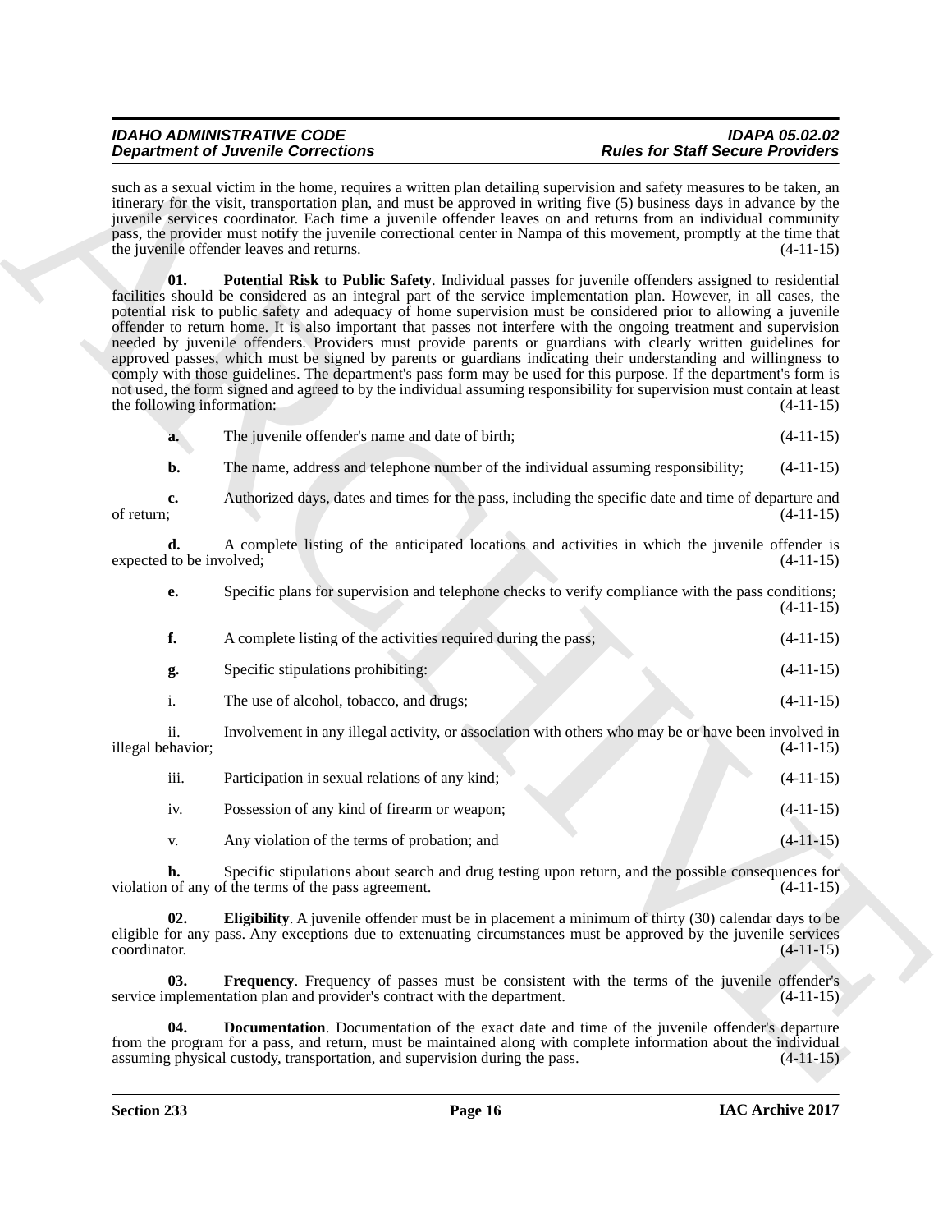such as a sexual victim in the home, requires a written plan detailing supervision and safety measures to be taken, an itinerary for the visit, transportation plan, and must be approved in writing five (5) business days in advance by the juvenile services coordinator. Each time a juvenile offender leaves on and returns from an individual community pass, the provider must notify the juvenile correctional center in Nampa of this movement, promptly at the time that the juvenile offender leaves and returns. (4-11-15)

**01. Potential Risk to Public Safety**. Individual passes for juvenile offenders assigned to residential facilities should be considered as an integral part of the service implementation plan. However, in all cases, the potential risk to public safety and adequacy of home supervision must be considered prior to allowing a juvenile offender to return home. It is also important that passes not interfere with the ongoing treatment and supervision needed by juvenile offenders. Providers must provide parents or guardians with clearly written guidelines for approved passes, which must be signed by parents or guardians indicating their understanding and willingness to comply with those guidelines. The department's pass form may be used for this purpose. If the department's form is not used, the form signed and agreed to by the individual assuming responsibility for supervision must contain at least the following information: (4-11-15)

**a.** The juvenile offender's name and date of birth; (4-11-15)

**b.** The name, address and telephone number of the individual assuming responsibility; (4-11-15)

**c.** Authorized days, dates and times for the pass, including the specific date and time of departure and of return; (4-11-15)

**d.** A complete listing of the anticipated locations and activities in which the juvenile offender is expected to be involved; (4-11-15)

**e.** Specific plans for supervision and telephone checks to verify compliance with the pass conditions; (4-11-15)

**f.** A complete listing of the activities required during the pass; (4-11-15)

**g.** Specific stipulations prohibiting: (4-11-15)

i. The use of alcohol, tobacco, and drugs; (4-11-15)

ii. Involvement in any illegal activity, or association with others who may be or have been involved in illegal behavior; (4-11-15)

iii. Participation in sexual relations of any kind; (4-11-15)

iv. Possession of any kind of firearm or weapon; (4-11-15)

v. Any violation of the terms of probation; and (4-11-15)

**h.** Specific stipulations about search and drug testing upon return, and the possible consequences for violation of any of the terms of the pass agreement. (4-11-15)

**02. Eligibility**. A juvenile offender must be in placement a minimum of thirty (30) calendar days to be eligible for any pass. Any exceptions due to extenuating circumstances must be approved by the juvenile services coordinator. (4-11-15)

**03. Frequency**. Frequency of passes must be consistent with the terms of the juvenile offender's service implementation plan and provider's contract with the department. (4-11-15)

**04. Documentation**. Documentation of the exact date and time of the juvenile offender's departure from the program for a pass, and return, must be maintained along with complete information about the individual assuming physical custody, transportation, and supervision during the pass. (4-11-15)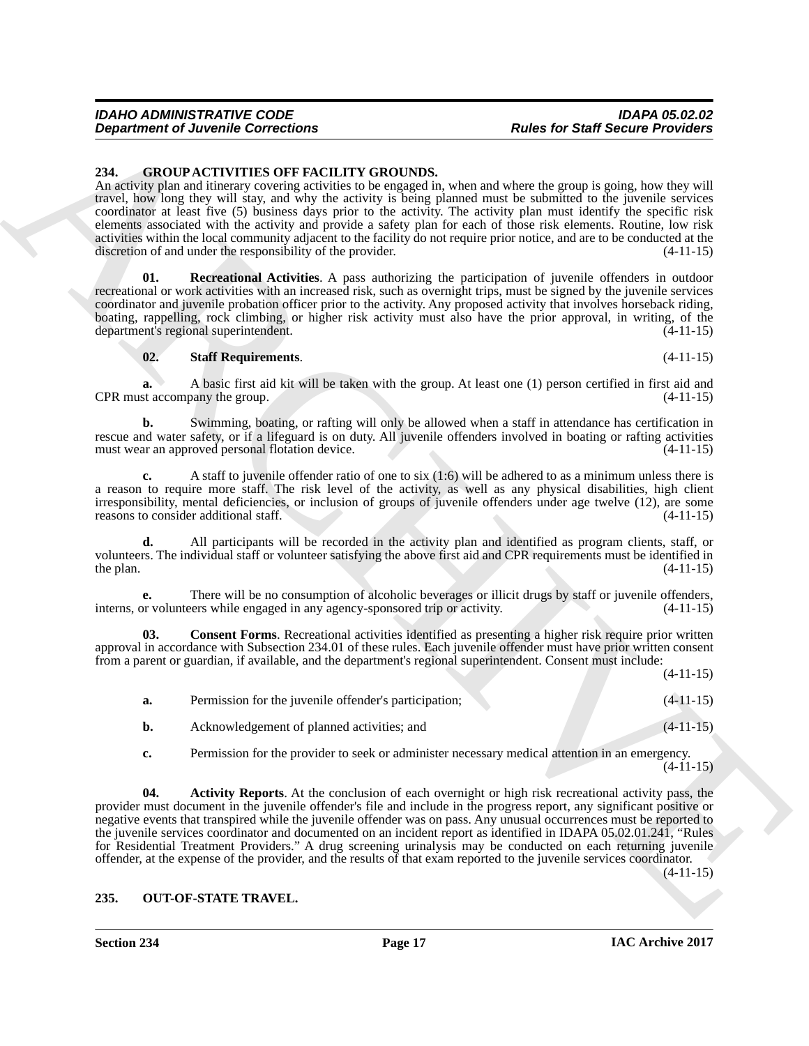## 234. GROUP ACTIVITIES OFF FACILITY GROUNDS.

An activity plan and itinerary covering activities to be engaged in, when and where the group is going, how they will travel, how long they will stay, and why the activity is being planned must be submitted to the juvenile services coordinator at least five (5) business days prior to the activity. The activity plan must identify the specific risk elements associated with the activity and provide a safety plan for each of those risk elements. Routine, low risk activities within the local community adjacent to the facility do not require prior notice, and are to be conducted at the discretion of and under the responsibility of the provider. (4-11-15)

**01. Recreational Activities**. A pass authorizing the participation of juvenile offenders in outdoor recreational or work activities with an increased risk, such as overnight trips, must be signed by the juvenile services coordinator and juvenile probation officer prior to the activity. Any proposed activity that involves horseback riding, boating, rappelling, rock climbing, or higher risk activity must also have the prior approval, in writing, of the department's regional superintendent. (4-11-15)

**02. Staff Requirements**. (4-11-15)

**a.** A basic first aid kit will be taken with the group. At least one (1) person certified in first aid and CPR must accompany the group. (4-11-15)

**b.** Swimming, boating, or rafting will only be allowed when a staff in attendance has certification in rescue and water safety, or if a lifeguard is on duty. All juvenile offenders involved in boating or rafting activities must wear an approved personal flotation device. (4-11-15)

**c.** A staff to juvenile offender ratio of one to six (1:6) will be adhered to as a minimum unless there is a reason to require more staff. The risk level of the activity, as well as any physical disabilities, high client irresponsibility, mental deficiencies, or inclusion of groups of juvenile offenders under age twelve (12), are some reasons to consider additional staff. (4-11-15)

**d.** All participants will be recorded in the activity plan and identified as program clients, staff, or volunteers. The individual staff or volunteer satisfying the above first aid and CPR requirements must be identified in the plan. (4-11-15)

**e.** There will be no consumption of alcoholic beverages or illicit drugs by staff or juvenile offenders, interns, or volunteers while engaged in any agency-sponsored trip or activity. (4-11-15)

**03. Consent Forms**. Recreational activities identified as presenting a higher risk require prior written approval in accordance with Subsection 234.01 of these rules. Each juvenile offender must have prior written consent from a parent or guardian, if available, and the department's regional superintendent. Consent must include: (4-11-15)

**a.** Permission for the juvenile offender's participation; (4-11-15)

**b.** Acknowledgement of planned activities; and (4-11-15)

**c.** Permission for the provider to seek or administer necessary medical attention in an emergency. (4-11-15)

**04. Activity Reports**. At the conclusion of each overnight or high risk recreational activity pass, the provider must document in the juvenile offender's file and include in the progress report, any significant positive or negative events that transpired while the juvenile offender was on pass. Any unusual occurrences must be reported to the juvenile services coordinator and documented on an incident report as identified in IDAPA 05.02.01.241, "Rules for Residential Treatment Providers." A drug screening urinalysis may be conducted on each returning juvenile offender, at the expense of the provider, and the results of that exam reported to the juvenile services coordinator. (4-11-15)

## 235. OUT-OF-STATE TRAVEL.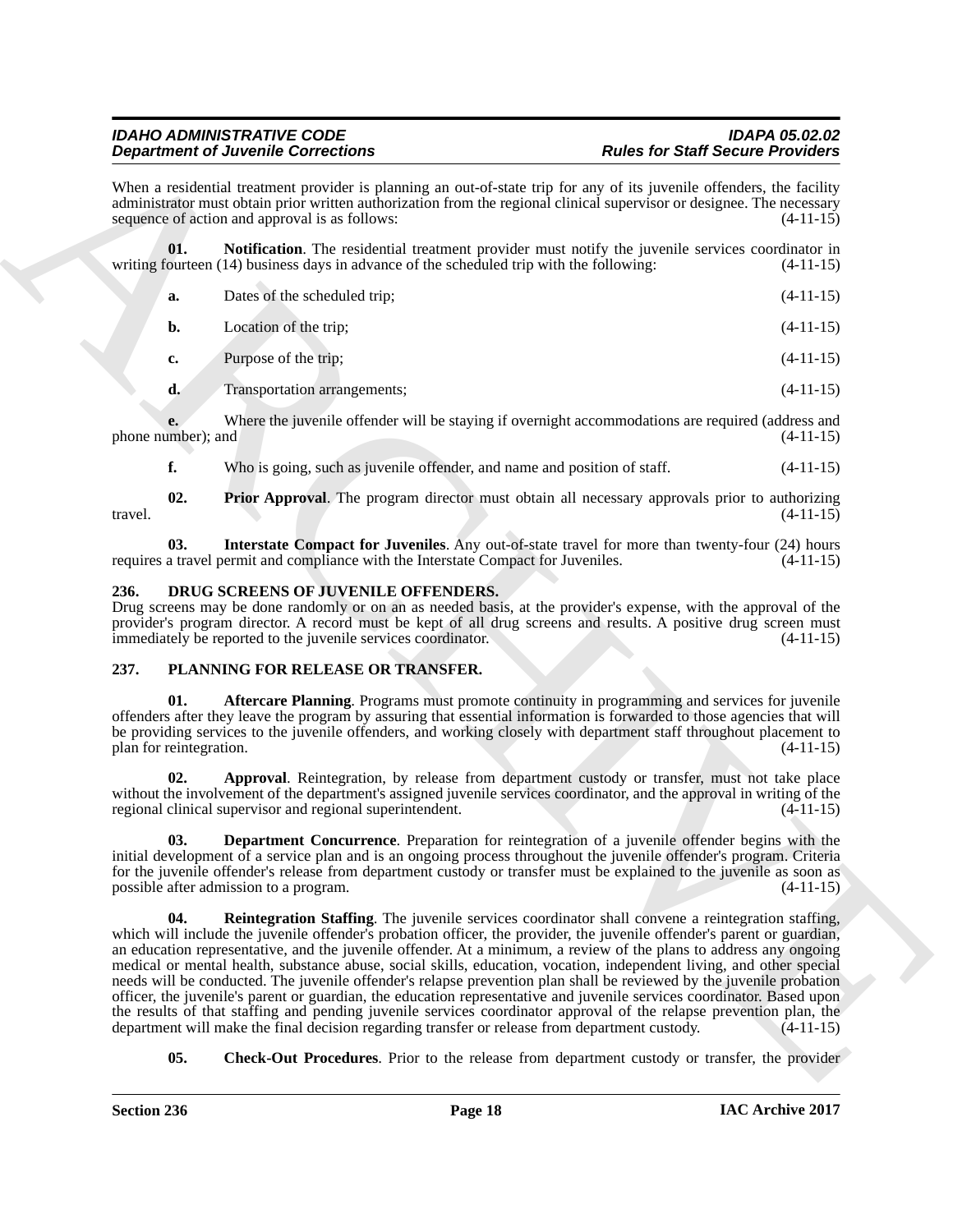When a residential treatment provider is planning an out-of-state trip for any of its juvenile offenders, the facility administrator must obtain prior written authorization from the regional clinical supervisor or designee. The necessary sequence of action and approval is as follows: (4-11-15)

**01. Notification**. The residential treatment provider must notify the juvenile services coordinator in writing fourteen (14) business days in advance of the scheduled trip with the following: (4-11-15)

**a.** Dates of the scheduled trip; (4-11-15)

**b.** Location of the trip; (4-11-15)

**c.** Purpose of the trip; (4-11-15)

**d.** Transportation arrangements; (4-11-15)

**e.** Where the juvenile offender will be staying if overnight accommodations are required (address and phone number); and (4-11-15)

**f.** Who is going, such as juvenile offender, and name and position of staff. (4-11-15)

**02. Prior Approval**. The program director must obtain all necessary approvals prior to authorizing travel. (4-11-15)

**03. Interstate Compact for Juveniles**. Any out-of-state travel for more than twenty-four (24) hours requires a travel permit and compliance with the Interstate Compact for Juveniles. (4-11-15)

## 236. DRUG SCREENS OF JUVENILE OFFENDERS.

Drug screens may be done randomly or on an as needed basis, at the provider's expense, with the approval of the provider's program director. A record must be kept of all drug screens and results. A positive drug screen must immediately be reported to the juvenile services coordinator. (4-11-15)

## 237. PLANNING FOR RELEASE OR TRANSFER.

**01. Aftercare Planning**. Programs must promote continuity in programming and services for juvenile offenders after they leave the program by assuring that essential information is forwarded to those agencies that will be providing services to the juvenile offenders, and working closely with department staff throughout placement to plan for reintegration. (4-11-15)

**02. Approval**. Reintegration, by release from department custody or transfer, must not take place without the involvement of the department's assigned juvenile services coordinator, and the approval in writing of the regional clinical supervisor and regional superintendent. (4-11-15)

**03. Department Concurrence**. Preparation for reintegration of a juvenile offender begins with the initial development of a service plan and is an ongoing process throughout the juvenile offender's program. Criteria for the juvenile offender's release from department custody or transfer must be explained to the juvenile as soon as possible after admission to a program. (4-11-15)

**04. Reintegration Staffing**. The juvenile services coordinator shall convene a reintegration staffing, which will include the juvenile offender's probation officer, the provider, the juvenile offender's parent or guardian, an education representative, and the juvenile offender. At a minimum, a review of the plans to address any ongoing medical or mental health, substance abuse, social skills, education, vocation, independent living, and other special needs will be conducted. The juvenile offender's relapse prevention plan shall be reviewed by the juvenile probation officer, the juvenile's parent or guardian, the education representative and juvenile services coordinator. Based upon the results of that staffing and pending juvenile services coordinator approval of the relapse prevention plan, the department will make the final decision regarding transfer or release from department custody. (4-11-15)

**05. Check-Out Procedures**. Prior to the release from department custody or transfer, the provider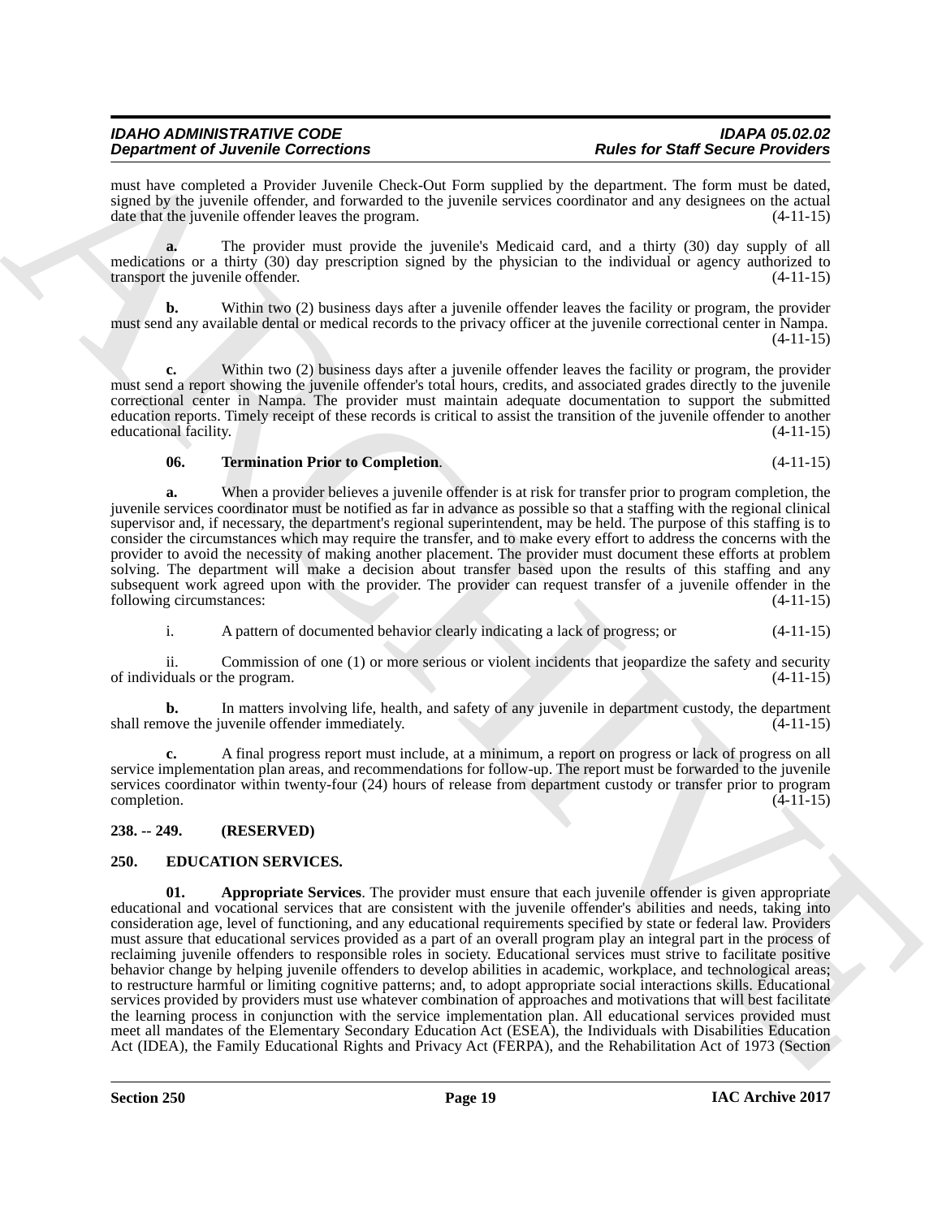must have completed a Provider Juvenile Check-Out Form supplied by the department. The form must be dated, signed by the juvenile offender, and forwarded to the juvenile services coordinator and any designees on the actual date that the juvenile offender leaves the program. (4-11-15)

**a.** The provider must provide the juvenile's Medicaid card, and a thirty (30) day supply of all medications or a thirty (30) day prescription signed by the physician to the individual or agency authorized to transport the juvenile offender. (4-11-15)

**b.** Within two (2) business days after a juvenile offender leaves the facility or program, the provider must send any available dental or medical records to the privacy officer at the juvenile correctional center in Nampa. (4-11-15)

**c.** Within two (2) business days after a juvenile offender leaves the facility or program, the provider must send a report showing the juvenile offender's total hours, credits, and associated grades directly to the juvenile correctional center in Nampa. The provider must maintain adequate documentation to support the submitted education reports. Timely receipt of these records is critical to assist the transition of the juvenile offender to another educational facility. (4-11-15)

**06. Termination Prior to Completion**. (4-11-15)

**a.** When a provider believes a juvenile offender is at risk for transfer prior to program completion, the juvenile services coordinator must be notified as far in advance as possible so that a staffing with the regional clinical supervisor and, if necessary, the department's regional superintendent, may be held. The purpose of this staffing is to consider the circumstances which may require the transfer, and to make every effort to address the concerns with the provider to avoid the necessity of making another placement. The provider must document these efforts at problem solving. The department will make a decision about transfer based upon the results of this staffing and any subsequent work agreed upon with the provider. The provider can request transfer of a juvenile offender in the following circumstances: (4-11-15)

i. A pattern of documented behavior clearly indicating a lack of progress; or (4-11-15)

ii. Commission of one (1) or more serious or violent incidents that jeopardize the safety and security of individuals or the program. (4-11-15)

**b.** In matters involving life, health, and safety of any juvenile in department custody, the department shall remove the juvenile offender immediately. (4-11-15)

**c.** A final progress report must include, at a minimum, a report on progress or lack of progress on all service implementation plan areas, and recommendations for follow-up. The report must be forwarded to the juvenile services coordinator within twenty-four (24) hours of release from department custody or transfer prior to program completion. (4-11-15)

## 238. -- 249. (RESERVED)

## 250. EDUCATION SERVICES.

**01. Appropriate Services**. The provider must ensure that each juvenile offender is given appropriate educational and vocational services that are consistent with the juvenile offender's abilities and needs, taking into consideration age, level of functioning, and any educational requirements specified by state or federal law. Providers must assure that educational services provided as a part of an overall program play an integral part in the process of reclaiming juvenile offenders to responsible roles in society. Educational services must strive to facilitate positive behavior change by helping juvenile offenders to develop abilities in academic, workplace, and technological areas; to restructure harmful or limiting cognitive patterns; and, to adopt appropriate social interactions skills. Educational services provided by providers must use whatever combination of approaches and motivations that will best facilitate the learning process in conjunction with the service implementation plan. All educational services provided must meet all mandates of the Elementary Secondary Education Act (ESEA), the Individuals with Disabilities Education Act (IDEA), the Family Educational Rights and Privacy Act (FERPA), and the Rehabilitation Act of 1973 (Section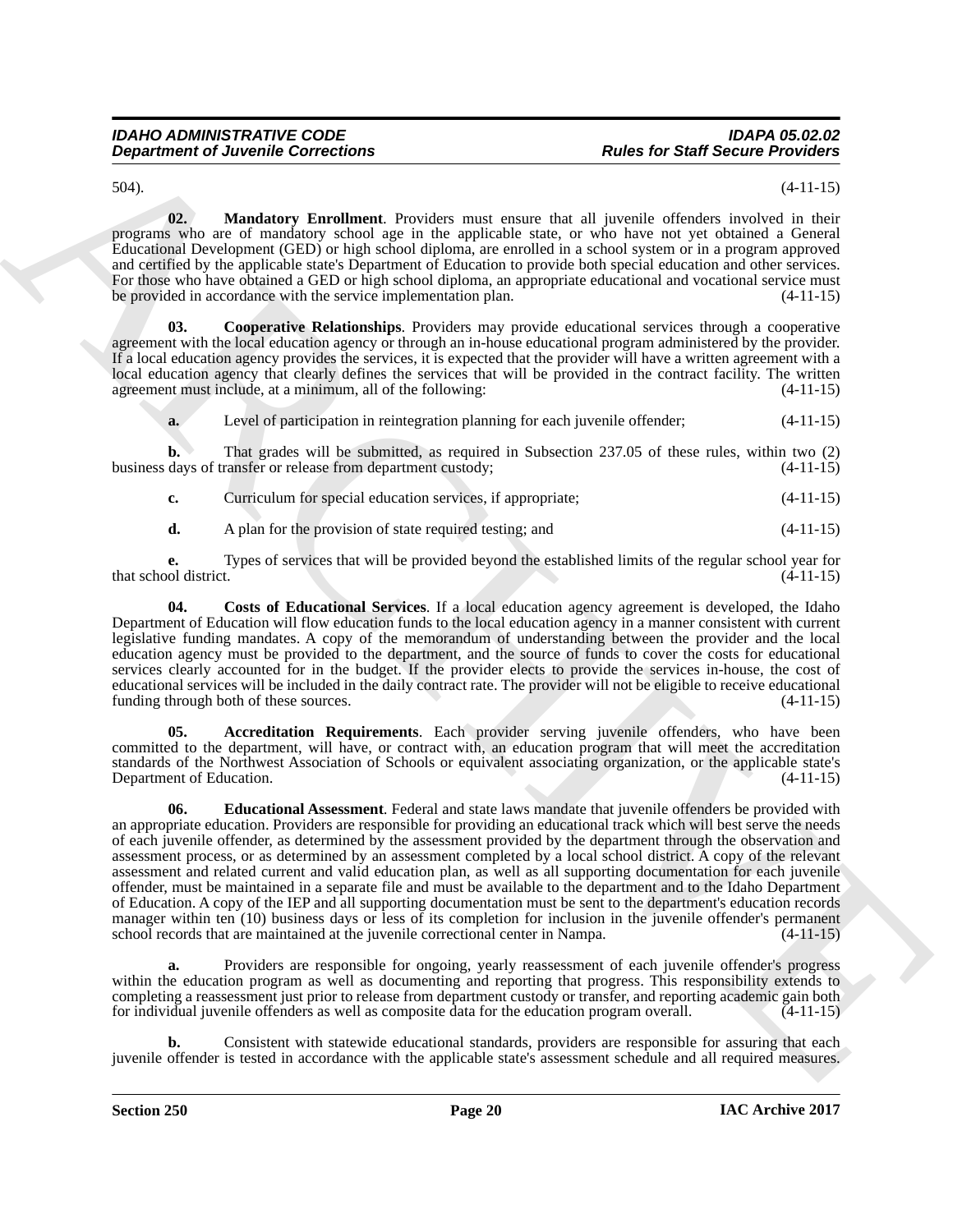504). (4-11-15)

**02. Mandatory Enrollment**. Providers must ensure that all juvenile offenders involved in their programs who are of mandatory school age in the applicable state, or who have not yet obtained a General Educational Development (GED) or high school diploma, are enrolled in a school system or in a program approved and certified by the applicable state's Department of Education to provide both special education and other services. For those who have obtained a GED or high school diploma, an appropriate educational and vocational service must be provided in accordance with the service implementation plan. (4-11-15)

**03. Cooperative Relationships**. Providers may provide educational services through a cooperative agreement with the local education agency or through an in-house educational program administered by the provider. If a local education agency provides the services, it is expected that the provider will have a written agreement with a local education agency that clearly defines the services that will be provided in the contract facility. The written agreement must include, at a minimum, all of the following: (4-11-15)

**a.** Level of participation in reintegration planning for each juvenile offender; (4-11-15)

**b.** That grades will be submitted, as required in Subsection 237.05 of these rules, within two (2) business days of transfer or release from department custody; (4-11-15)

**c.** Curriculum for special education services, if appropriate; (4-11-15)

**d.** A plan for the provision of state required testing; and (4-11-15)

**e.** Types of services that will be provided beyond the established limits of the regular school year for that school district. (4-11-15)

**04. Costs of Educational Services**. If a local education agency agreement is developed, the Idaho Department of Education will flow education funds to the local education agency in a manner consistent with current legislative funding mandates. A copy of the memorandum of understanding between the provider and the local education agency must be provided to the department, and the source of funds to cover the costs for educational services clearly accounted for in the budget. If the provider elects to provide the services in-house, the cost of educational services will be included in the daily contract rate. The provider will not be eligible to receive educational funding through both of these sources. (4-11-15)

**05. Accreditation Requirements**. Each provider serving juvenile offenders, who have been committed to the department, will have, or contract with, an education program that will meet the accreditation standards of the Northwest Association of Schools or equivalent associating organization, or the applicable state's Department of Education. (4-11-15)

**06. Educational Assessment**. Federal and state laws mandate that juvenile offenders be provided with an appropriate education. Providers are responsible for providing an educational track which will best serve the needs of each juvenile offender, as determined by the assessment provided by the department through the observation and assessment process, or as determined by an assessment completed by a local school district. A copy of the relevant assessment and related current and valid education plan, as well as all supporting documentation for each juvenile offender, must be maintained in a separate file and must be available to the department and to the Idaho Department of Education. A copy of the IEP and all supporting documentation must be sent to the department's education records manager within ten (10) business days or less of its completion for inclusion in the juvenile offender's permanent school records that are maintained at the juvenile correctional center in Nampa. (4-11-15)

**a.** Providers are responsible for ongoing, yearly reassessment of each juvenile offender's progress within the education program as well as documenting and reporting that progress. This responsibility extends to completing a reassessment just prior to release from department custody or transfer, and reporting academic gain both for individual juvenile offenders as well as composite data for the education program overall. (4-11-15)

**b.** Consistent with statewide educational standards, providers are responsible for assuring that each juvenile offender is tested in accordance with the applicable state's assessment schedule and all required measures.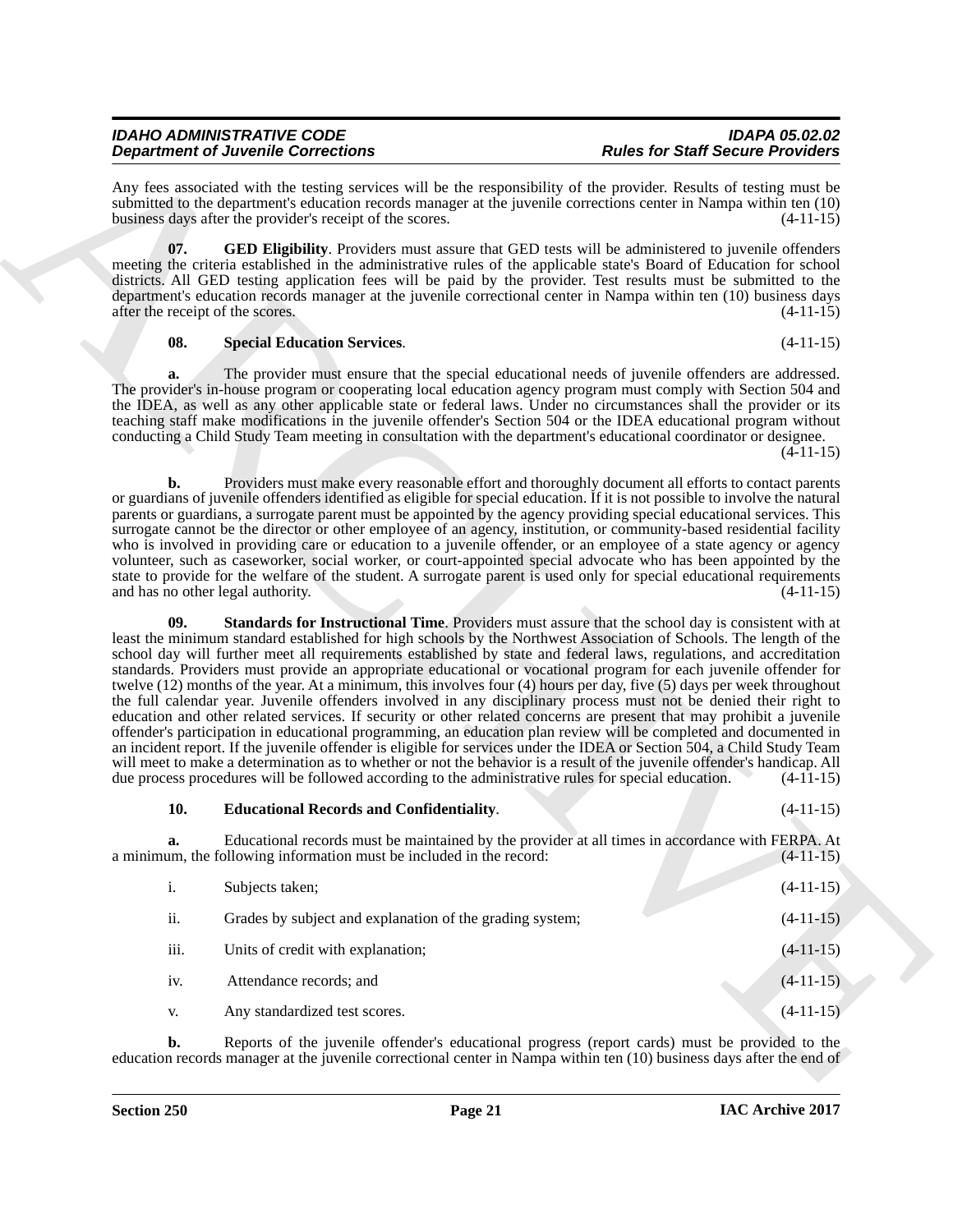Any fees associated with the testing services will be the responsibility of the provider. Results of testing must be submitted to the department's education records manager at the juvenile corrections center in Nampa within ten (10) business days after the provider's receipt of the scores. (4-11-15)

**07. GED Eligibility**. Providers must assure that GED tests will be administered to juvenile offenders meeting the criteria established in the administrative rules of the applicable state's Board of Education for school districts. All GED testing application fees will be paid by the provider. Test results must be submitted to the department's education records manager at the juvenile correctional center in Nampa within ten (10) business days after the receipt of the scores. (4-11-15)

**08. Special Education Services**. (4-11-15)

**a.** The provider must ensure that the special educational needs of juvenile offenders are addressed. The provider's in-house program or cooperating local education agency program must comply with Section 504 and the IDEA, as well as any other applicable state or federal laws. Under no circumstances shall the provider or its teaching staff make modifications in the juvenile offender's Section 504 or the IDEA educational program without conducting a Child Study Team meeting in consultation with the department's educational coordinator or designee. (4-11-15)

**b.** Providers must make every reasonable effort and thoroughly document all efforts to contact parents or guardians of juvenile offenders identified as eligible for special education. If it is not possible to involve the natural parents or guardians, a surrogate parent must be appointed by the agency providing special educational services. This surrogate cannot be the director or other employee of an agency, institution, or community-based residential facility who is involved in providing care or education to a juvenile offender, or an employee of a state agency or agency volunteer, such as caseworker, social worker, or court-appointed special advocate who has been appointed by the state to provide for the welfare of the student. A surrogate parent is used only for special educational requirements and has no other legal authority. (4-11-15)

**09. Standards for Instructional Time**. Providers must assure that the school day is consistent with at least the minimum standard established for high schools by the Northwest Association of Schools. The length of the school day will further meet all requirements established by state and federal laws, regulations, and accreditation standards. Providers must provide an appropriate educational or vocational program for each juvenile offender for twelve (12) months of the year. At a minimum, this involves four (4) hours per day, five (5) days per week throughout the full calendar year. Juvenile offenders involved in any disciplinary process must not be denied their right to education and other related services. If security or other related concerns are present that may prohibit a juvenile offender's participation in educational programming, an education plan review will be completed and documented in an incident report. If the juvenile offender is eligible for services under the IDEA or Section 504, a Child Study Team will meet to make a determination as to whether or not the behavior is a result of the juvenile offender's handicap. All due process procedures will be followed according to the administrative rules for special education. (4-11-15)

**10. Educational Records and Confidentiality**. (4-11-15)

**a.** Educational records must be maintained by the provider at all times in accordance with FERPA. At a minimum, the following information must be included in the record: (4-11-15)

i. Subjects taken; (4-11-15)

ii. Grades by subject and explanation of the grading system; (4-11-15)

iii. Units of credit with explanation; (4-11-15)

iv. Attendance records; and (4-11-15)

v. Any standardized test scores. (4-11-15)

**b.** Reports of the juvenile offender's educational progress (report cards) must be provided to the education records manager at the juvenile correctional center in Nampa within ten (10) business days after the end of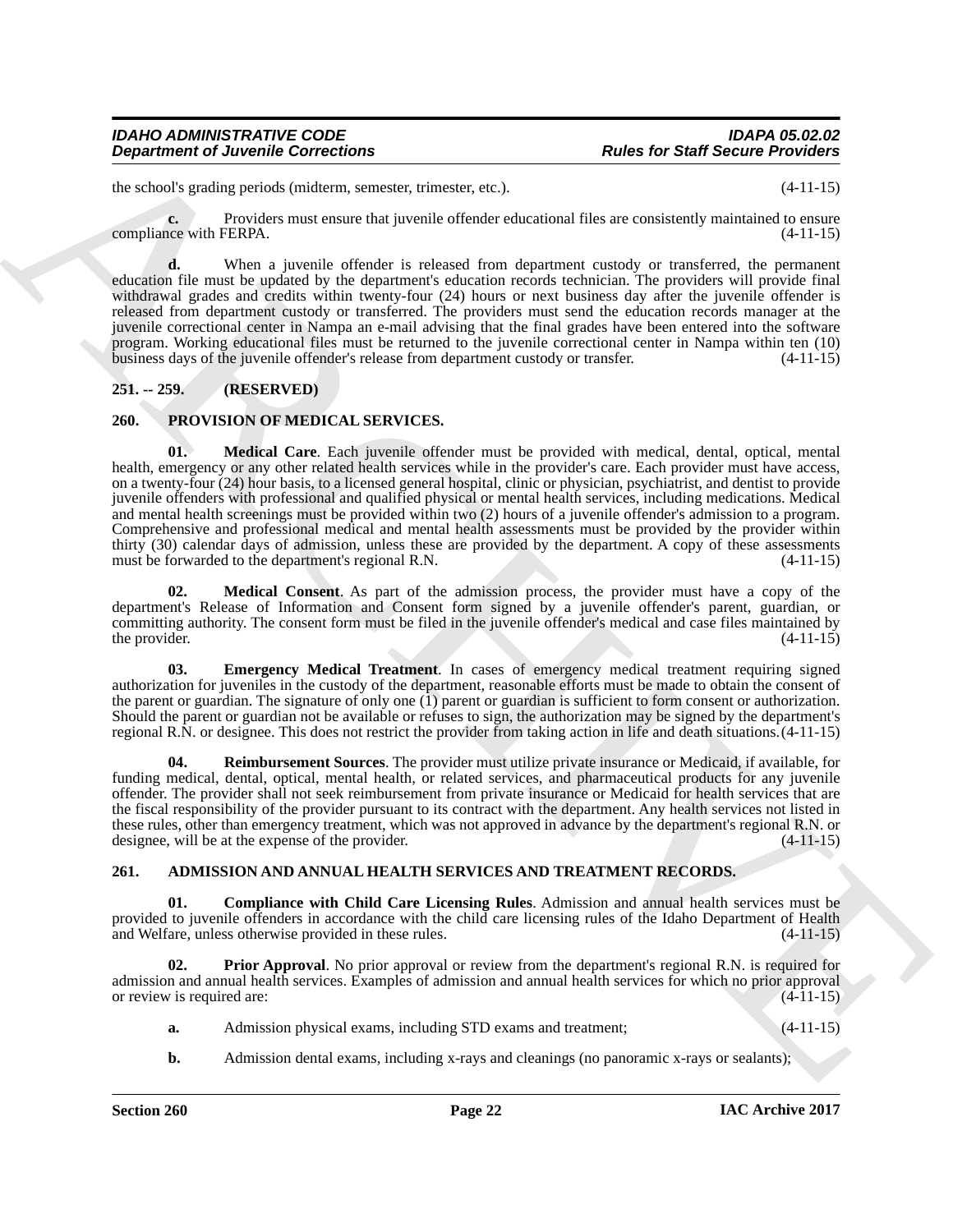the school's grading periods (midterm, semester, trimester, etc.). (4-11-15)

**c.** Providers must ensure that juvenile offender educational files are consistently maintained to ensure compliance with FERPA. (4-11-15)

**d.** When a juvenile offender is released from department custody or transferred, the permanent education file must be updated by the department's education records technician. The providers will provide final withdrawal grades and credits within twenty-four (24) hours or next business day after the juvenile offender is released from department custody or transferred. The providers must send the education records manager at the juvenile correctional center in Nampa an e-mail advising that the final grades have been entered into the software program. Working educational files must be returned to the juvenile correctional center in Nampa within ten (10) business days of the juvenile offender's release from department custody or transfer. (4-11-15)

## 251. -- 259. (RESERVED)

## 260. PROVISION OF MEDICAL SERVICES.

**01. Medical Care**. Each juvenile offender must be provided with medical, dental, optical, mental health, emergency or any other related health services while in the provider's care. Each provider must have access, on a twenty-four (24) hour basis, to a licensed general hospital, clinic or physician, psychiatrist, and dentist to provide juvenile offenders with professional and qualified physical or mental health services, including medications. Medical and mental health screenings must be provided within two (2) hours of a juvenile offender's admission to a program. Comprehensive and professional medical and mental health assessments must be provided by the provider within thirty (30) calendar days of admission, unless these are provided by the department. A copy of these assessments must be forwarded to the department's regional R.N. (4-11-15)

**02. Medical Consent**. As part of the admission process, the provider must have a copy of the department's Release of Information and Consent form signed by a juvenile offender's parent, guardian, or committing authority. The consent form must be filed in the juvenile offender's medical and case files maintained by the provider. (4-11-15)

**03. Emergency Medical Treatment**. In cases of emergency medical treatment requiring signed authorization for juveniles in the custody of the department, reasonable efforts must be made to obtain the consent of the parent or guardian. The signature of only one (1) parent or guardian is sufficient to form consent or authorization. Should the parent or guardian not be available or refuses to sign, the authorization may be signed by the department's regional R.N. or designee. This does not restrict the provider from taking action in life and death situations. (4-11-15)

**04. Reimbursement Sources**. The provider must utilize private insurance or Medicaid, if available, for funding medical, dental, optical, mental health, or related services, and pharmaceutical products for any juvenile offender. The provider shall not seek reimbursement from private insurance or Medicaid for health services that are the fiscal responsibility of the provider pursuant to its contract with the department. Any health services not listed in these rules, other than emergency treatment, which was not approved in advance by the department's regional R.N. or designee, will be at the expense of the provider. (4-11-15)

## 261. ADMISSION AND ANNUAL HEALTH SERVICES AND TREATMENT RECORDS.

**01. Compliance with Child Care Licensing Rules**. Admission and annual health services must be provided to juvenile offenders in accordance with the child care licensing rules of the Idaho Department of Health and Welfare, unless otherwise provided in these rules. (4-11-15)

**02. Prior Approval**. No prior approval or review from the department's regional R.N. is required for admission and annual health services. Examples of admission and annual health services for which no prior approval or review is required are: (4-11-15)

**a.** Admission physical exams, including STD exams and treatment; (4-11-15)

**b.** Admission dental exams, including x-rays and cleanings (no panoramic x-rays or sealants);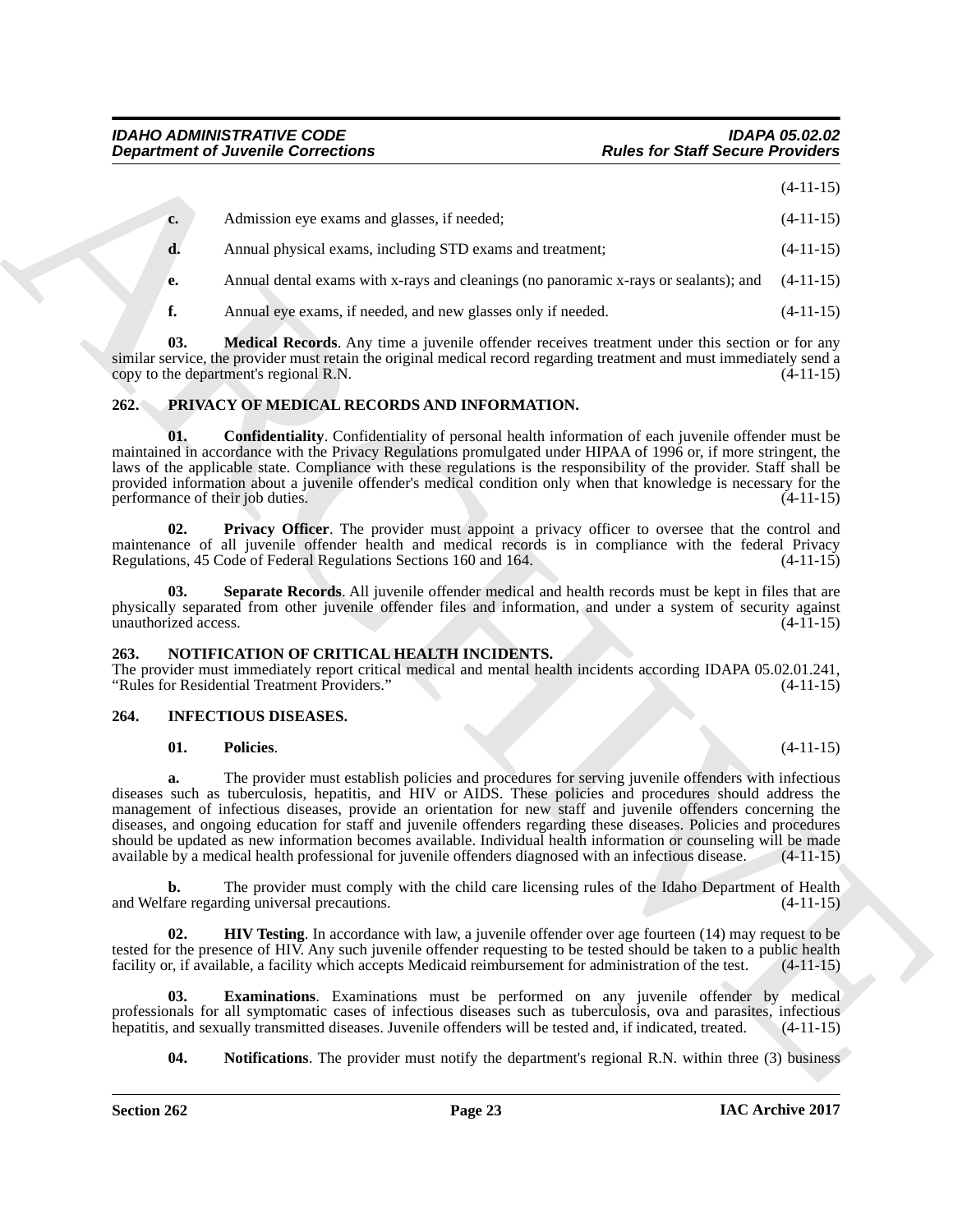(4-11-15)

**c.** Admission eye exams and glasses, if needed; (4-11-15)

**d.** Annual physical exams, including STD exams and treatment; (4-11-15)

**e.** Annual dental exams with x-rays and cleanings (no panoramic x-rays or sealants); and (4-11-15)

**f.** Annual eye exams, if needed, and new glasses only if needed. (4-11-15)

**03. Medical Records**. Any time a juvenile offender receives treatment under this section or for any similar service, the provider must retain the original medical record regarding treatment and must immediately send a copy to the department's regional R.N. (4-11-15)

## 262. PRIVACY OF MEDICAL RECORDS AND INFORMATION.

**01. Confidentiality**. Confidentiality of personal health information of each juvenile offender must be maintained in accordance with the Privacy Regulations promulgated under HIPAA of 1996 or, if more stringent, the laws of the applicable state. Compliance with these regulations is the responsibility of the provider. Staff shall be provided information about a juvenile offender's medical condition only when that knowledge is necessary for the performance of their job duties. (4-11-15)

**02. Privacy Officer**. The provider must appoint a privacy officer to oversee that the control and maintenance of all juvenile offender health and medical records is in compliance with the federal Privacy Regulations, 45 Code of Federal Regulations Sections 160 and 164. (4-11-15)

**03. Separate Records**. All juvenile offender medical and health records must be kept in files that are physically separated from other juvenile offender files and information, and under a system of security against unauthorized access. (4-11-15)

## 263. NOTIFICATION OF CRITICAL HEALTH INCIDENTS.

The provider must immediately report critical medical and mental health incidents according IDAPA 05.02.01.241, "Rules for Residential Treatment Providers." (4-11-15)

## 264. INFECTIOUS DISEASES.

**01. Policies**. (4-11-15)

**a.** The provider must establish policies and procedures for serving juvenile offenders with infectious diseases such as tuberculosis, hepatitis, and HIV or AIDS. These policies and procedures should address the management of infectious diseases, provide an orientation for new staff and juvenile offenders concerning the diseases, and ongoing education for staff and juvenile offenders regarding these diseases. Policies and procedures should be updated as new information becomes available. Individual health information or counseling will be made available by a medical health professional for juvenile offenders diagnosed with an infectious disease. (4-11-15)

**b.** The provider must comply with the child care licensing rules of the Idaho Department of Health and Welfare regarding universal precautions. (4-11-15)

**02. HIV Testing**. In accordance with law, a juvenile offender over age fourteen (14) may request to be tested for the presence of HIV. Any such juvenile offender requesting to be tested should be taken to a public health facility or, if available, a facility which accepts Medicaid reimbursement for administration of the test. (4-11-15)

**03. Examinations**. Examinations must be performed on any juvenile offender by medical professionals for all symptomatic cases of infectious diseases such as tuberculosis, ova and parasites, infectious hepatitis, and sexually transmitted diseases. Juvenile offenders will be tested and, if indicated, treated. (4-11-15)

**04. Notifications**. The provider must notify the department's regional R.N. within three (3) business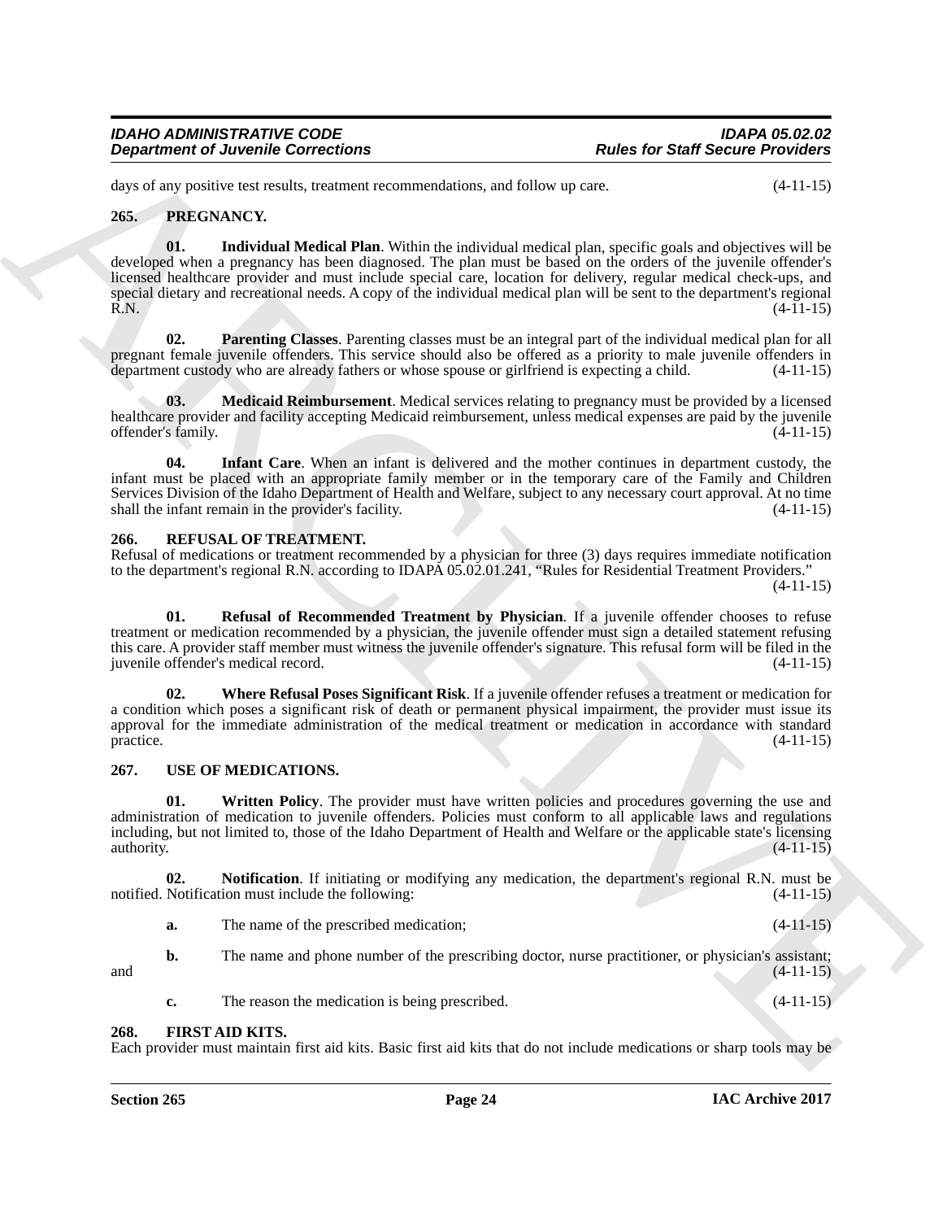days of any positive test results, treatment recommendations, and follow up care. (4-11-15)

## 265. PREGNANCY.

**01. Individual Medical Plan**. Within the individual medical plan, specific goals and objectives will be developed when a pregnancy has been diagnosed. The plan must be based on the orders of the juvenile offender's licensed healthcare provider and must include special care, location for delivery, regular medical check-ups, and special dietary and recreational needs. A copy of the individual medical plan will be sent to the department's regional R.N. (4-11-15)

**02. Parenting Classes**. Parenting classes must be an integral part of the individual medical plan for all pregnant female juvenile offenders. This service should also be offered as a priority to male juvenile offenders in department custody who are already fathers or whose spouse or girlfriend is expecting a child. (4-11-15)

**03. Medicaid Reimbursement**. Medical services relating to pregnancy must be provided by a licensed healthcare provider and facility accepting Medicaid reimbursement, unless medical expenses are paid by the juvenile offender's family. (4-11-15)

**04. Infant Care**. When an infant is delivered and the mother continues in department custody, the infant must be placed with an appropriate family member or in the temporary care of the Family and Children Services Division of the Idaho Department of Health and Welfare, subject to any necessary court approval. At no time shall the infant remain in the provider's facility. (4-11-15)

## 266. REFUSAL OF TREATMENT.

Refusal of medications or treatment recommended by a physician for three (3) days requires immediate notification to the department's regional R.N. according to IDAPA 05.02.01.241, "Rules for Residential Treatment Providers." (4-11-15)

**01. Refusal of Recommended Treatment by Physician**. If a juvenile offender chooses to refuse treatment or medication recommended by a physician, the juvenile offender must sign a detailed statement refusing this care. A provider staff member must witness the juvenile offender's signature. This refusal form will be filed in the juvenile offender's medical record. (4-11-15)

**02. Where Refusal Poses Significant Risk**. If a juvenile offender refuses a treatment or medication for a condition which poses a significant risk of death or permanent physical impairment, the provider must issue its approval for the immediate administration of the medical treatment or medication in accordance with standard practice. (4-11-15)

## 267. USE OF MEDICATIONS.

**01. Written Policy**. The provider must have written policies and procedures governing the use and administration of medication to juvenile offenders. Policies must conform to all applicable laws and regulations including, but not limited to, those of the Idaho Department of Health and Welfare or the applicable state's licensing authority. (4-11-15)

**02. Notification**. If initiating or modifying any medication, the department's regional R.N. must be notified. Notification must include the following: (4-11-15)

**a.** The name of the prescribed medication; (4-11-15)

**b.** The name and phone number of the prescribing doctor, nurse practitioner, or physician's assistant; and (4-11-15)

**c.** The reason the medication is being prescribed. (4-11-15)

## 268. FIRST AID KITS.

Each provider must maintain first aid kits. Basic first aid kits that do not include medications or sharp tools may be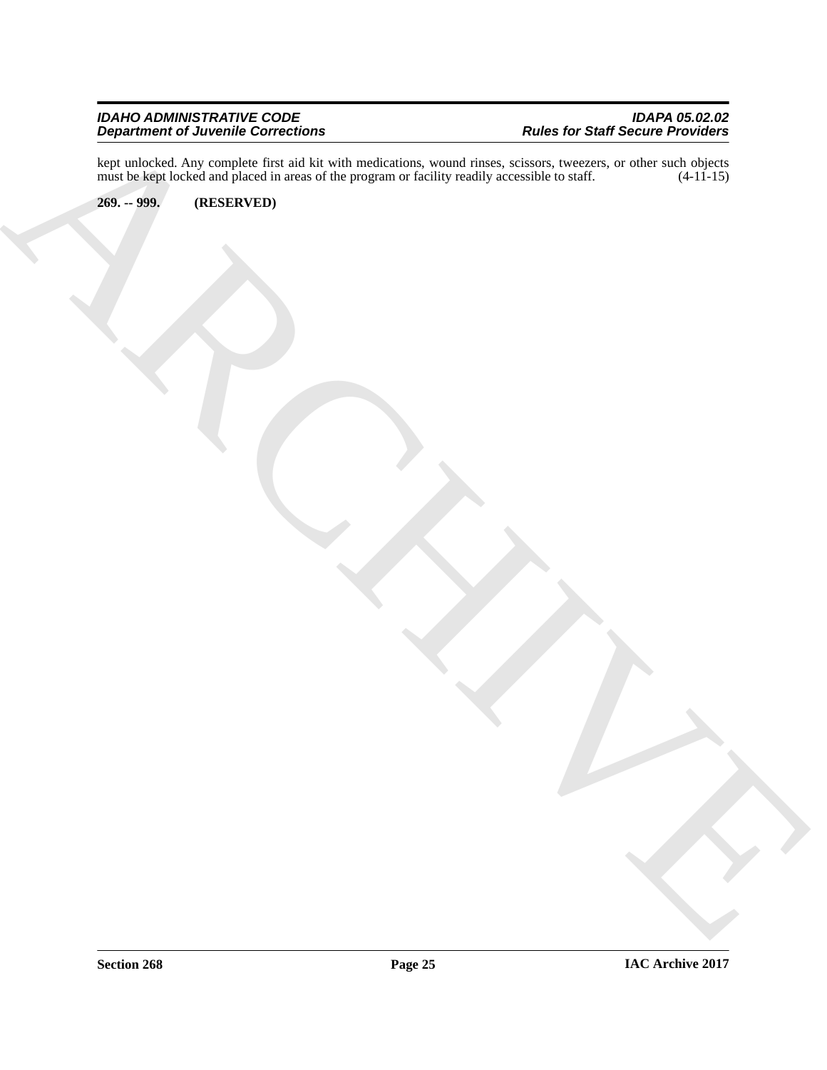kept unlocked. Any complete first aid kit with medications, wound rinses, scissors, tweezers, or other such objects must be kept locked and placed in areas of the program or facility readily accessible to staff. (4-11-15)

**269. -- 999. (RESERVED)**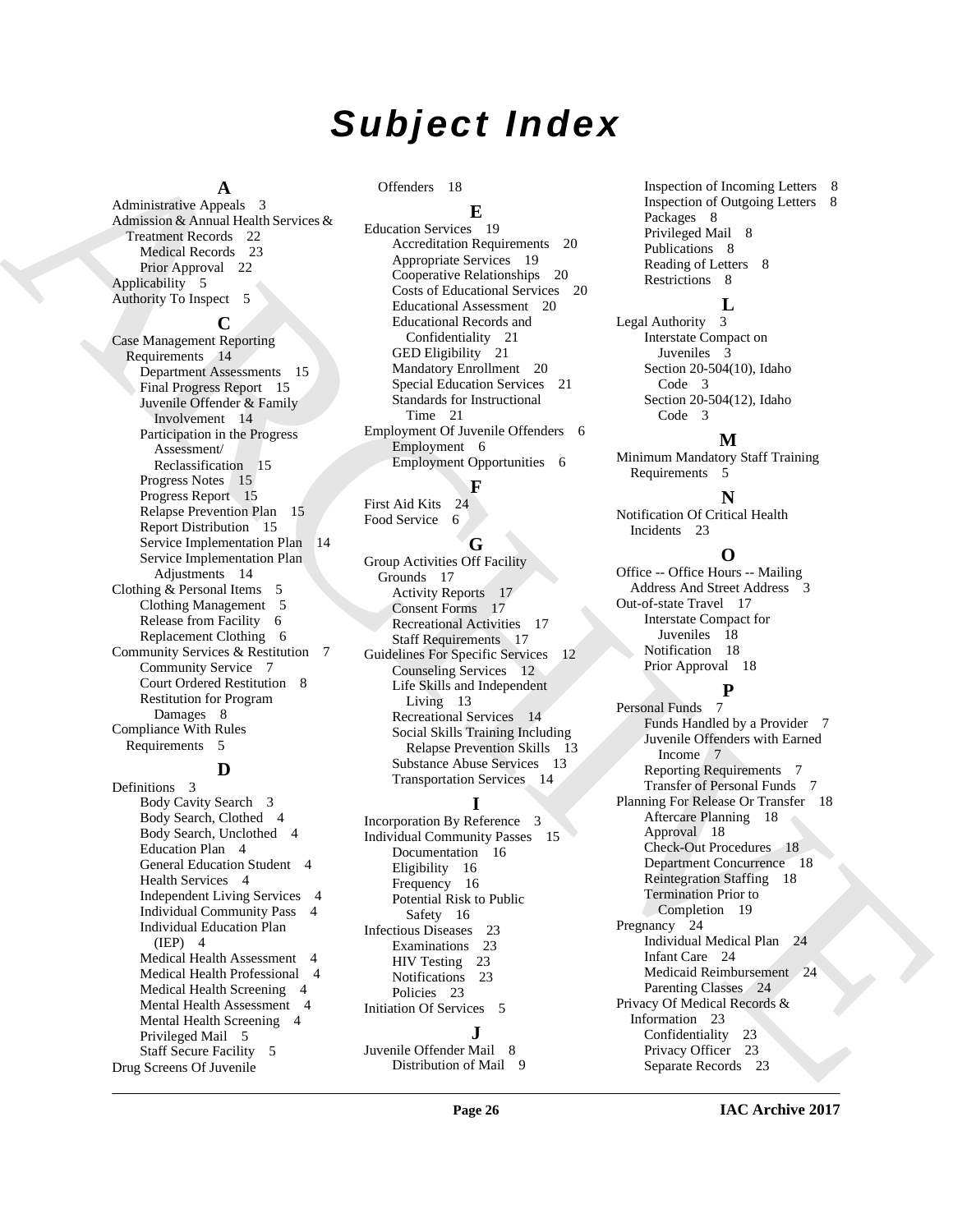# Subject Index

**A**

Administrative Appeals 3
Admission & Annual Health Services & Treatment Records 22
- Medical Records 23
- Prior Approval 22

Applicability 5
Authority To Inspect 5

**C**

Case Management Reporting Requirements 14
- Department Assessments 15
- Final Progress Report 15
- Juvenile Offender & Family Involvement 14
- Participation in the Progress Assessment/ Reclassification 15
- Progress Notes 15
- Progress Report 15
- Relapse Prevention Plan 15
- Report Distribution 15
- Service Implementation Plan 14
- Service Implementation Plan Adjustments 14

Clothing & Personal Items 5
- Clothing Management 5
- Release from Facility 6
- Replacement Clothing 6

Community Services & Restitution 7
- Community Service 7
- Court Ordered Restitution 8
- Restitution for Program Damages 8

Compliance With Rules Requirements 5

**D**

Definitions 3
- Body Cavity Search 3
- Body Search, Clothed 4
- Body Search, Unclothed 4
- Education Plan 4
- General Education Student 4
- Health Services 4
- Independent Living Services 4
- Individual Community Pass 4
- Individual Education Plan (IEP) 4
- Medical Health Assessment 4
- Medical Health Professional 4
- Medical Health Screening 4
- Mental Health Assessment 4
- Mental Health Screening 4
- Privileged Mail 5
- Staff Secure Facility 5

Drug Screens Of Juvenile Offenders 18

**E**

Education Services 19
- Accreditation Requirements 20
- Appropriate Services 19
- Cooperative Relationships 20
- Costs of Educational Services 20
- Educational Assessment 20
- Educational Records and Confidentiality 21
- GED Eligibility 21
- Mandatory Enrollment 20
- Special Education Services 21
- Standards for Instructional Time 21

Employment Of Juvenile Offenders 6
- Employment 6
- Employment Opportunities 6

**F**

First Aid Kits 24
Food Service 6

**G**

Group Activities Off Facility Grounds 17
- Activity Reports 17
- Consent Forms 17
- Recreational Activities 17
- Staff Requirements 17

Guidelines For Specific Services 12
- Counseling Services 12
- Life Skills and Independent Living 13
- Recreational Services 14
- Social Skills Training Including Relapse Prevention Skills 13
- Substance Abuse Services 13
- Transportation Services 14

**I**

Incorporation By Reference 3
Individual Community Passes 15
- Documentation 16
- Eligibility 16
- Frequency 16
- Potential Risk to Public Safety 16

Infectious Diseases 23
- Examinations 23
- HIV Testing 23
- Notifications 23
- Policies 23

Initiation Of Services 5

**J**

Juvenile Offender Mail 8
- Distribution of Mail 9
- Inspection of Incoming Letters 8
- Inspection of Outgoing Letters 8
- Packages 8
- Privileged Mail 8
- Publications 8
- Reading of Letters 8
- Restrictions 8

**L**

Legal Authority 3
- Interstate Compact on Juveniles 3
- Section 20-504(10), Idaho Code 3
- Section 20-504(12), Idaho Code 3

**M**

Minimum Mandatory Staff Training Requirements 5

**N**

Notification Of Critical Health Incidents 23

**O**

Office -- Office Hours -- Mailing Address And Street Address 3
Out-of-state Travel 17
- Interstate Compact for Juveniles 18
- Notification 18
- Prior Approval 18

**P**

Personal Funds 7
- Funds Handled by a Provider 7
- Juvenile Offenders with Earned Income 7
- Reporting Requirements 7
- Transfer of Personal Funds 7

Planning For Release Or Transfer 18
- Aftercare Planning 18
- Approval 18
- Check-Out Procedures 18
- Department Concurrence 18
- Reintegration Staffing 18
- Termination Prior to Completion 19

Pregnancy 24
- Individual Medical Plan 24
- Infant Care 24
- Medicaid Reimbursement 24
- Parenting Classes 24

Privacy Of Medical Records & Information 23
- Confidentiality 23
- Privacy Officer 23
- Separate Records 23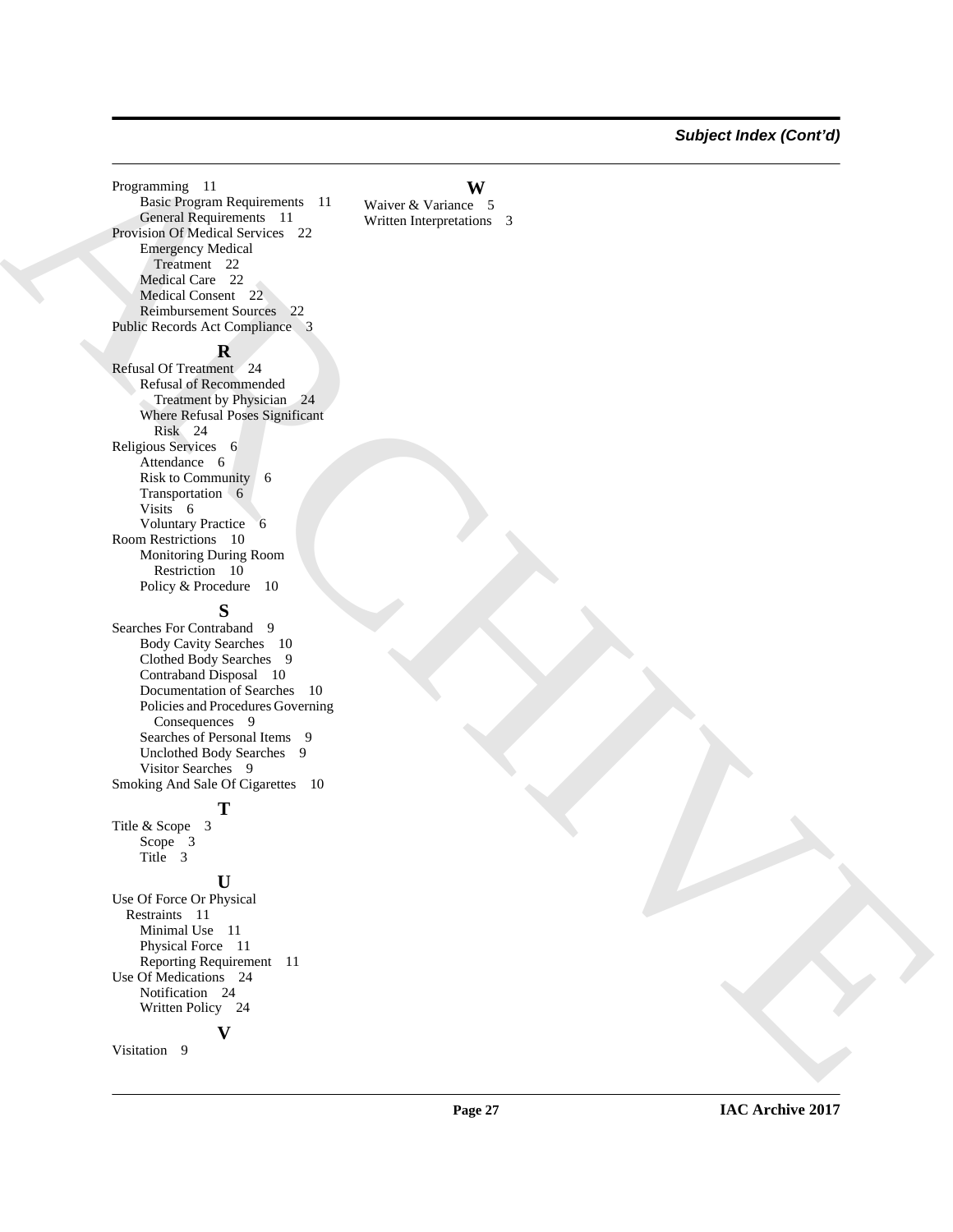Programming 11
  Basic Program Requirements 11
  General Requirements 11
Provision Of Medical Services 22
  Emergency Medical Treatment 22
  Medical Care 22
  Medical Consent 22
  Reimbursement Sources 22
Public Records Act Compliance 3

**R**

Refusal Of Treatment 24
  Refusal of Recommended Treatment by Physician 24
  Where Refusal Poses Significant Risk 24
Religious Services 6
  Attendance 6
  Risk to Community 6
  Transportation 6
  Visits 6
  Voluntary Practice 6
Room Restrictions 10
  Monitoring During Room Restriction 10
  Policy & Procedure 10

**S**

Searches For Contraband 9
  Body Cavity Searches 10
  Clothed Body Searches 9
  Contraband Disposal 10
  Documentation of Searches 10
  Policies and Procedures Governing Consequences 9
  Searches of Personal Items 9
  Unclothed Body Searches 9
  Visitor Searches 9
Smoking And Sale Of Cigarettes 10

**T**

Title & Scope 3
  Scope 3
  Title 3

**U**

Use Of Force Or Physical Restraints 11
  Minimal Use 11
  Physical Force 11
  Reporting Requirement 11
Use Of Medications 24
  Notification 24
  Written Policy 24

**V**

Visitation 9

**W**

Waiver & Variance 5
Written Interpretations 3